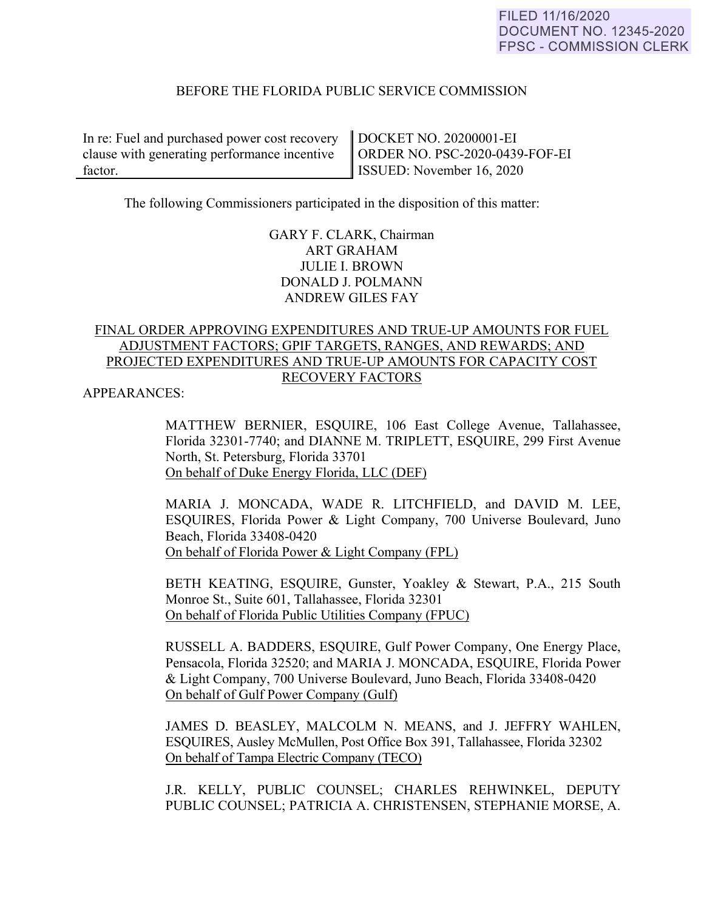FILED 11/16/2020
DOCUMENT NO. 12345-2020
FPSC - COMMISSION CLERK

BEFORE THE FLORIDA PUBLIC SERVICE COMMISSION

| In re: Fuel and purchased power cost recovery clause with generating performance incentive factor. | DOCKET NO. 20200001-EI<br>ORDER NO. PSC-2020-0439-FOF-EI<br>ISSUED: November 16, 2020 |
|---|---|

The following Commissioners participated in the disposition of this matter:

GARY F. CLARK, Chairman
ART GRAHAM
JULIE I. BROWN
DONALD J. POLMANN
ANDREW GILES FAY

FINAL ORDER APPROVING EXPENDITURES AND TRUE-UP AMOUNTS FOR FUEL ADJUSTMENT FACTORS; GPIF TARGETS, RANGES, AND REWARDS; AND PROJECTED EXPENDITURES AND TRUE-UP AMOUNTS FOR CAPACITY COST RECOVERY FACTORS

APPEARANCES:

MATTHEW BERNIER, ESQUIRE, 106 East College Avenue, Tallahassee, Florida 32301-7740; and DIANNE M. TRIPLETT, ESQUIRE, 299 First Avenue North, St. Petersburg, Florida 33701
On behalf of Duke Energy Florida, LLC (DEF)

MARIA J. MONCADA, WADE R. LITCHFIELD, and DAVID M. LEE, ESQUIRES, Florida Power & Light Company, 700 Universe Boulevard, Juno Beach, Florida 33408-0420
On behalf of Florida Power & Light Company (FPL)

BETH KEATING, ESQUIRE, Gunster, Yoakley & Stewart, P.A., 215 South Monroe St., Suite 601, Tallahassee, Florida 32301
On behalf of Florida Public Utilities Company (FPUC)

RUSSELL A. BADDERS, ESQUIRE, Gulf Power Company, One Energy Place, Pensacola, Florida 32520; and MARIA J. MONCADA, ESQUIRE, Florida Power & Light Company, 700 Universe Boulevard, Juno Beach, Florida 33408-0420
On behalf of Gulf Power Company (Gulf)

JAMES D. BEASLEY, MALCOLM N. MEANS, and J. JEFFRY WAHLEN, ESQUIRES, Ausley McMullen, Post Office Box 391, Tallahassee, Florida 32302
On behalf of Tampa Electric Company (TECO)

J.R. KELLY, PUBLIC COUNSEL; CHARLES REHWINKEL, DEPUTY PUBLIC COUNSEL; PATRICIA A. CHRISTENSEN, STEPHANIE MORSE, A.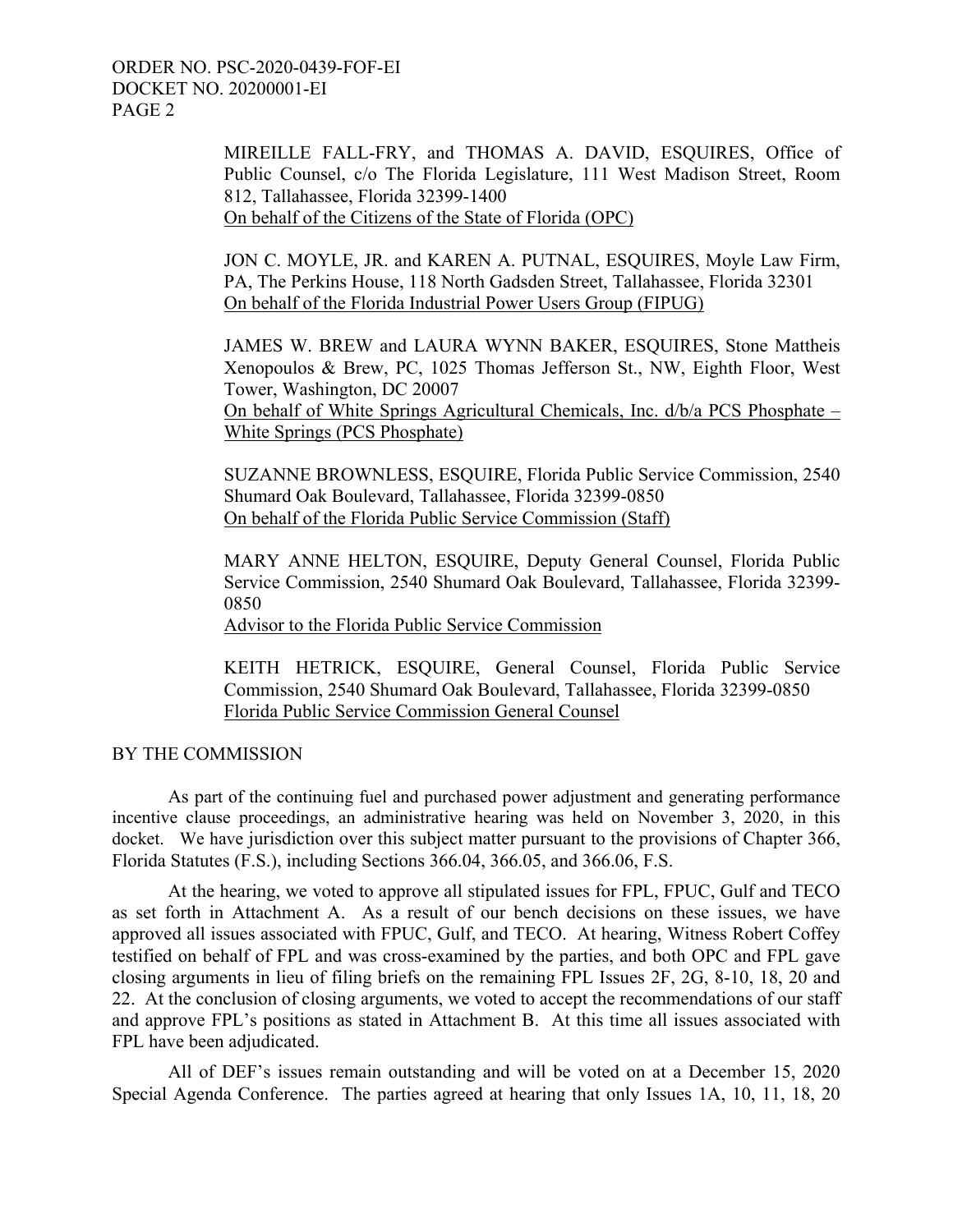MIREILLE FALL-FRY, and THOMAS A. DAVID, ESQUIRES, Office of Public Counsel, c/o The Florida Legislature, 111 West Madison Street, Room 812, Tallahassee, Florida 32399-1400
On behalf of the Citizens of the State of Florida (OPC)

JON C. MOYLE, JR. and KAREN A. PUTNAL, ESQUIRES, Moyle Law Firm, PA, The Perkins House, 118 North Gadsden Street, Tallahassee, Florida 32301
On behalf of the Florida Industrial Power Users Group (FIPUG)

JAMES W. BREW and LAURA WYNN BAKER, ESQUIRES, Stone Mattheis Xenopoulos & Brew, PC, 1025 Thomas Jefferson St., NW, Eighth Floor, West Tower, Washington, DC 20007
On behalf of White Springs Agricultural Chemicals, Inc. d/b/a PCS Phosphate – White Springs (PCS Phosphate)

SUZANNE BROWNLESS, ESQUIRE, Florida Public Service Commission, 2540 Shumard Oak Boulevard, Tallahassee, Florida 32399-0850
On behalf of the Florida Public Service Commission (Staff)

MARY ANNE HELTON, ESQUIRE, Deputy General Counsel, Florida Public Service Commission, 2540 Shumard Oak Boulevard, Tallahassee, Florida 32399-0850
Advisor to the Florida Public Service Commission

KEITH HETRICK, ESQUIRE, General Counsel, Florida Public Service Commission, 2540 Shumard Oak Boulevard, Tallahassee, Florida 32399-0850
Florida Public Service Commission General Counsel

BY THE COMMISSION

As part of the continuing fuel and purchased power adjustment and generating performance incentive clause proceedings, an administrative hearing was held on November 3, 2020, in this docket. We have jurisdiction over this subject matter pursuant to the provisions of Chapter 366, Florida Statutes (F.S.), including Sections 366.04, 366.05, and 366.06, F.S.

At the hearing, we voted to approve all stipulated issues for FPL, FPUC, Gulf and TECO as set forth in Attachment A. As a result of our bench decisions on these issues, we have approved all issues associated with FPUC, Gulf, and TECO. At hearing, Witness Robert Coffey testified on behalf of FPL and was cross-examined by the parties, and both OPC and FPL gave closing arguments in lieu of filing briefs on the remaining FPL Issues 2F, 2G, 8-10, 18, 20 and 22. At the conclusion of closing arguments, we voted to accept the recommendations of our staff and approve FPL's positions as stated in Attachment B. At this time all issues associated with FPL have been adjudicated.

All of DEF's issues remain outstanding and will be voted on at a December 15, 2020 Special Agenda Conference. The parties agreed at hearing that only Issues 1A, 10, 11, 18, 20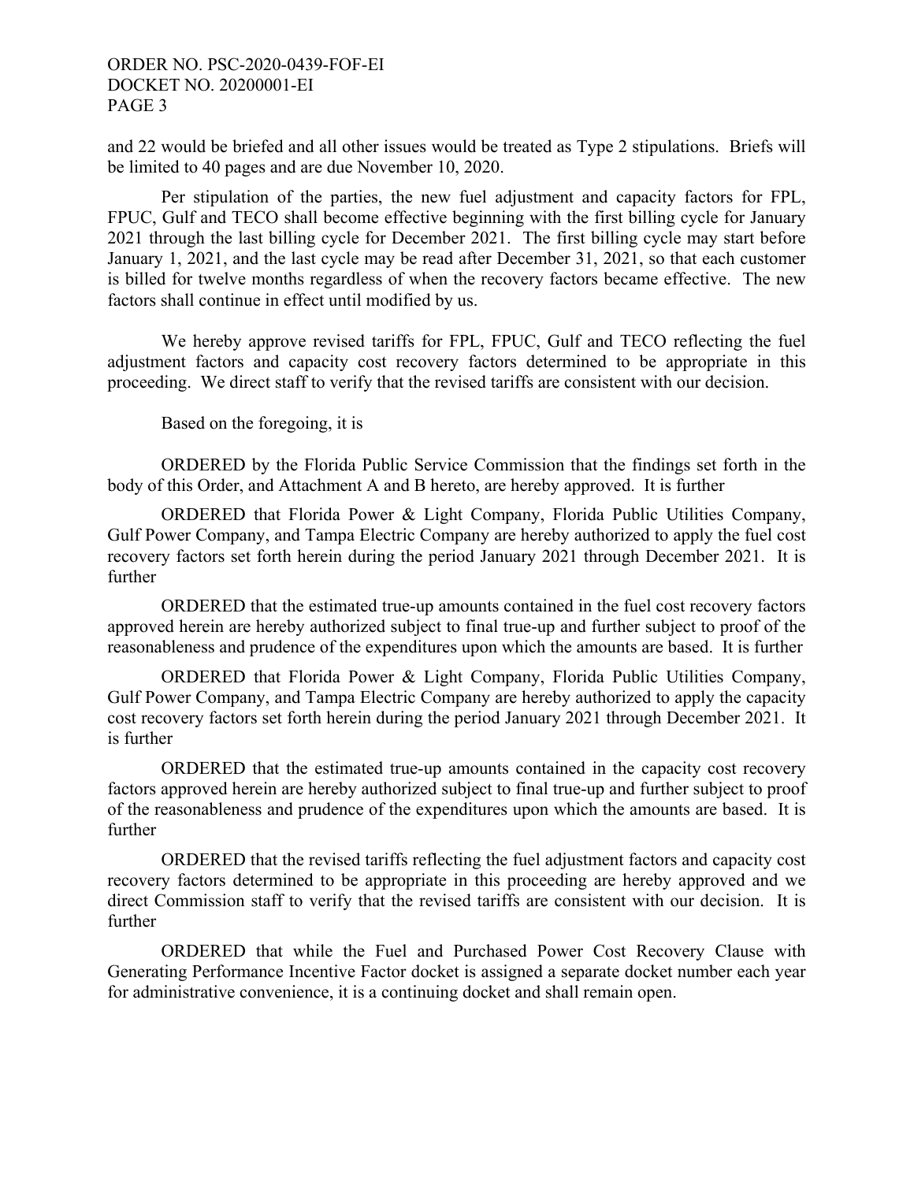and 22 would be briefed and all other issues would be treated as Type 2 stipulations. Briefs will be limited to 40 pages and are due November 10, 2020.

Per stipulation of the parties, the new fuel adjustment and capacity factors for FPL, FPUC, Gulf and TECO shall become effective beginning with the first billing cycle for January 2021 through the last billing cycle for December 2021. The first billing cycle may start before January 1, 2021, and the last cycle may be read after December 31, 2021, so that each customer is billed for twelve months regardless of when the recovery factors became effective. The new factors shall continue in effect until modified by us.

We hereby approve revised tariffs for FPL, FPUC, Gulf and TECO reflecting the fuel adjustment factors and capacity cost recovery factors determined to be appropriate in this proceeding. We direct staff to verify that the revised tariffs are consistent with our decision.

Based on the foregoing, it is

ORDERED by the Florida Public Service Commission that the findings set forth in the body of this Order, and Attachment A and B hereto, are hereby approved. It is further

ORDERED that Florida Power & Light Company, Florida Public Utilities Company, Gulf Power Company, and Tampa Electric Company are hereby authorized to apply the fuel cost recovery factors set forth herein during the period January 2021 through December 2021. It is further

ORDERED that the estimated true-up amounts contained in the fuel cost recovery factors approved herein are hereby authorized subject to final true-up and further subject to proof of the reasonableness and prudence of the expenditures upon which the amounts are based. It is further

ORDERED that Florida Power & Light Company, Florida Public Utilities Company, Gulf Power Company, and Tampa Electric Company are hereby authorized to apply the capacity cost recovery factors set forth herein during the period January 2021 through December 2021. It is further

ORDERED that the estimated true-up amounts contained in the capacity cost recovery factors approved herein are hereby authorized subject to final true-up and further subject to proof of the reasonableness and prudence of the expenditures upon which the amounts are based. It is further

ORDERED that the revised tariffs reflecting the fuel adjustment factors and capacity cost recovery factors determined to be appropriate in this proceeding are hereby approved and we direct Commission staff to verify that the revised tariffs are consistent with our decision. It is further

ORDERED that while the Fuel and Purchased Power Cost Recovery Clause with Generating Performance Incentive Factor docket is assigned a separate docket number each year for administrative convenience, it is a continuing docket and shall remain open.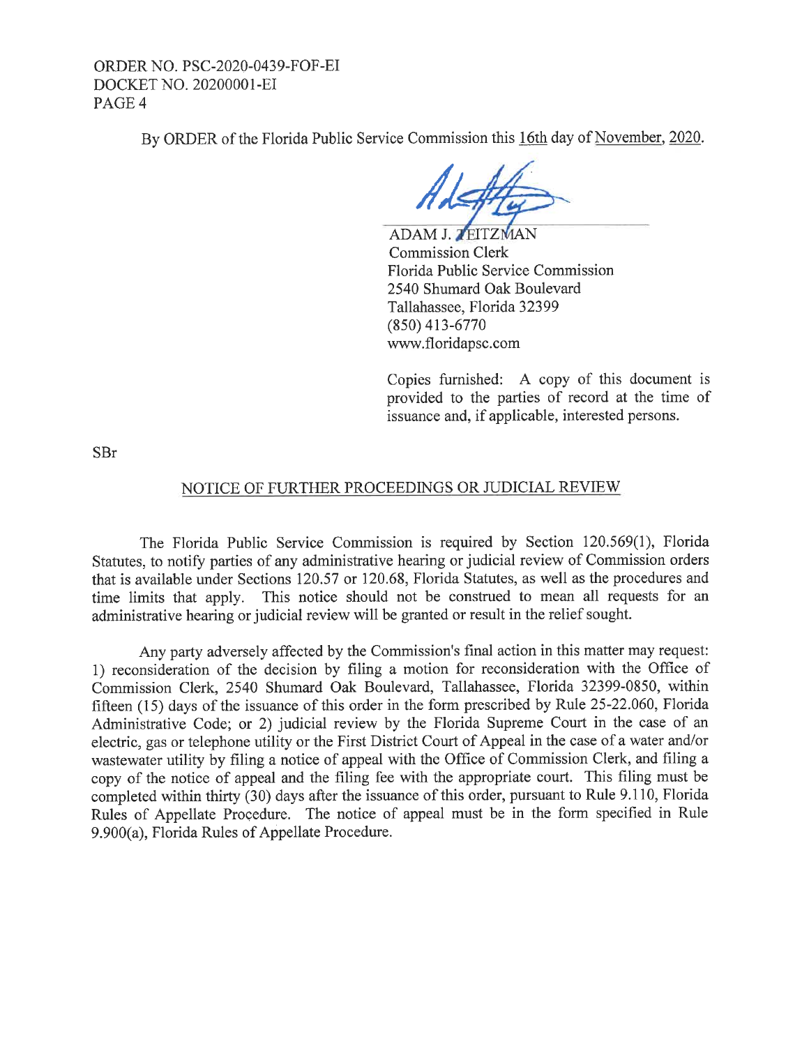By ORDER of the Florida Public Service Commission this 16th day of November, 2020.

ADAM J. TEITZMAN
Commission Clerk
Florida Public Service Commission
2540 Shumard Oak Boulevard
Tallahassee, Florida 32399
(850) 413-6770
www.floridapsc.com

Copies furnished: A copy of this document is provided to the parties of record at the time of issuance and, if applicable, interested persons.

SBr

## NOTICE OF FURTHER PROCEEDINGS OR JUDICIAL REVIEW

The Florida Public Service Commission is required by Section 120.569(1), Florida Statutes, to notify parties of any administrative hearing or judicial review of Commission orders that is available under Sections 120.57 or 120.68, Florida Statutes, as well as the procedures and time limits that apply. This notice should not be construed to mean all requests for an administrative hearing or judicial review will be granted or result in the relief sought.

Any party adversely affected by the Commission's final action in this matter may request: 1) reconsideration of the decision by filing a motion for reconsideration with the Office of Commission Clerk, 2540 Shumard Oak Boulevard, Tallahassee, Florida 32399-0850, within fifteen (15) days of the issuance of this order in the form prescribed by Rule 25-22.060, Florida Administrative Code; or 2) judicial review by the Florida Supreme Court in the case of an electric, gas or telephone utility or the First District Court of Appeal in the case of a water and/or wastewater utility by filing a notice of appeal with the Office of Commission Clerk, and filing a copy of the notice of appeal and the filing fee with the appropriate court. This filing must be completed within thirty (30) days after the issuance of this order, pursuant to Rule 9.110, Florida Rules of Appellate Procedure. The notice of appeal must be in the form specified in Rule 9.900(a), Florida Rules of Appellate Procedure.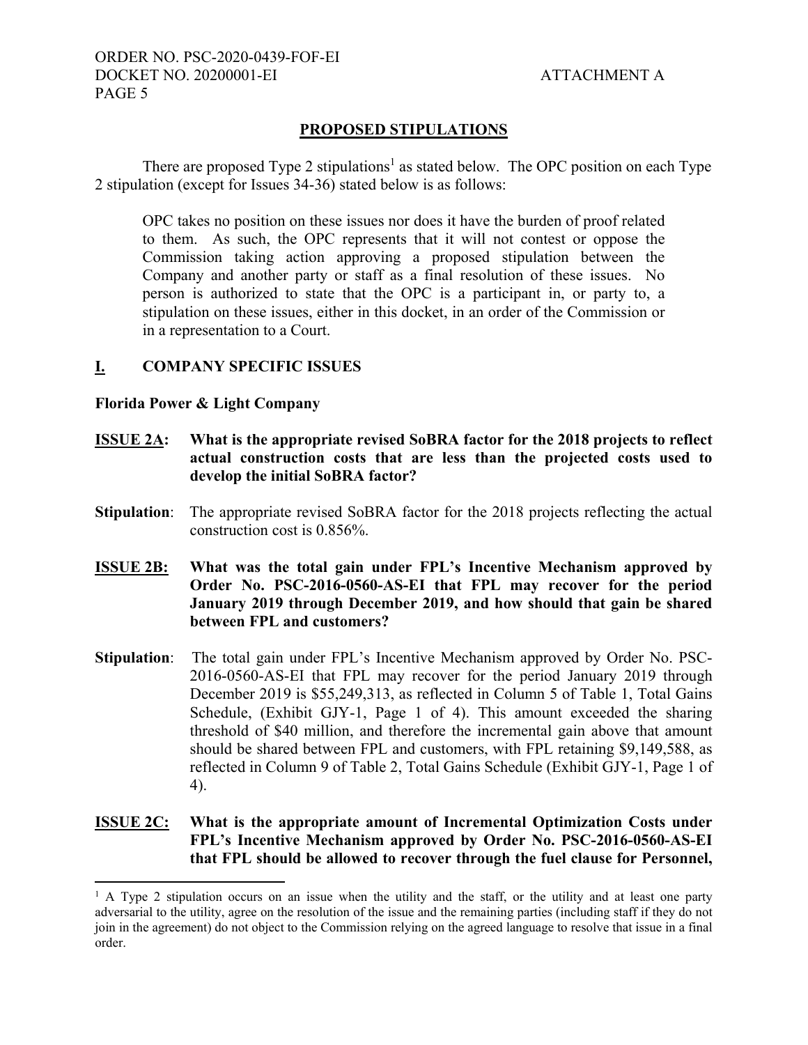## PROPOSED STIPULATIONS

There are proposed Type 2 stipulations[1] as stated below. The OPC position on each Type 2 stipulation (except for Issues 34-36) stated below is as follows:

> OPC takes no position on these issues nor does it have the burden of proof related to them. As such, the OPC represents that it will not contest or oppose the Commission taking action approving a proposed stipulation between the Company and another party or staff as a final resolution of these issues. No person is authorized to state that the OPC is a participant in, or party to, a stipulation on these issues, either in this docket, in an order of the Commission or in a representation to a Court.

### I. COMPANY SPECIFIC ISSUES

**Florida Power & Light Company**

**ISSUE 2A: What is the appropriate revised SoBRA factor for the 2018 projects to reflect actual construction costs that are less than the projected costs used to develop the initial SoBRA factor?**

**Stipulation**: The appropriate revised SoBRA factor for the 2018 projects reflecting the actual construction cost is 0.856%.

**ISSUE 2B: What was the total gain under FPL's Incentive Mechanism approved by Order No. PSC-2016-0560-AS-EI that FPL may recover for the period January 2019 through December 2019, and how should that gain be shared between FPL and customers?**

**Stipulation**: The total gain under FPL's Incentive Mechanism approved by Order No. PSC-2016-0560-AS-EI that FPL may recover for the period January 2019 through December 2019 is $55,249,313, as reflected in Column 5 of Table 1, Total Gains Schedule, (Exhibit GJY-1, Page 1 of 4). This amount exceeded the sharing threshold of $40 million, and therefore the incremental gain above that amount should be shared between FPL and customers, with FPL retaining $9,149,588, as reflected in Column 9 of Table 2, Total Gains Schedule (Exhibit GJY-1, Page 1 of 4).

**ISSUE 2C: What is the appropriate amount of Incremental Optimization Costs under FPL's Incentive Mechanism approved by Order No. PSC-2016-0560-AS-EI that FPL should be allowed to recover through the fuel clause for Personnel,**

[1] A Type 2 stipulation occurs on an issue when the utility and the staff, or the utility and at least one party adversarial to the utility, agree on the resolution of the issue and the remaining parties (including staff if they do not join in the agreement) do not object to the Commission relying on the agreed language to resolve that issue in a final order.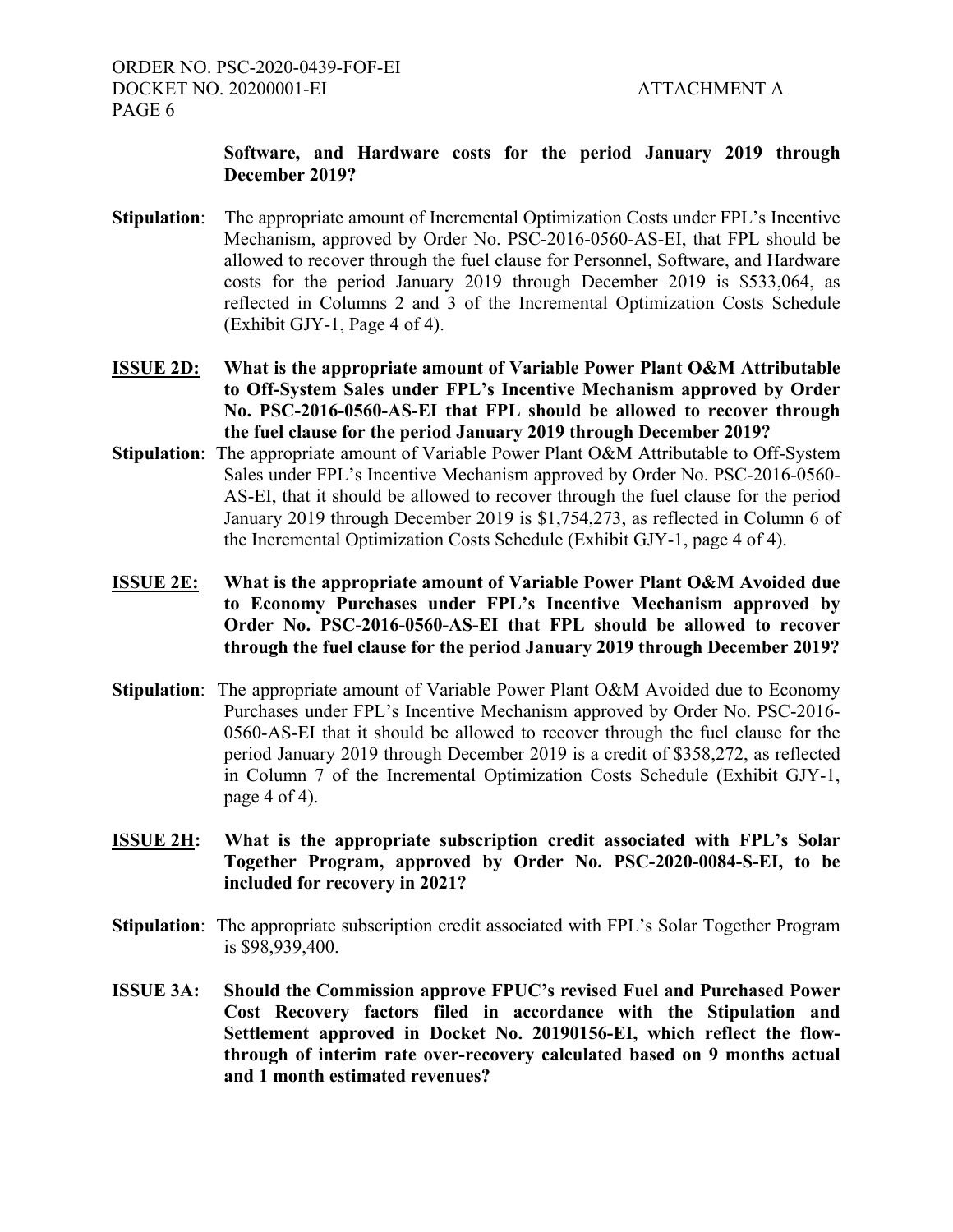**Software, and Hardware costs for the period January 2019 through December 2019?**

**Stipulation**: The appropriate amount of Incremental Optimization Costs under FPL's Incentive Mechanism, approved by Order No. PSC-2016-0560-AS-EI, that FPL should be allowed to recover through the fuel clause for Personnel, Software, and Hardware costs for the period January 2019 through December 2019 is $533,064, as reflected in Columns 2 and 3 of the Incremental Optimization Costs Schedule (Exhibit GJY-1, Page 4 of 4).

**ISSUE 2D: What is the appropriate amount of Variable Power Plant O&M Attributable to Off-System Sales under FPL's Incentive Mechanism approved by Order No. PSC-2016-0560-AS-EI that FPL should be allowed to recover through the fuel clause for the period January 2019 through December 2019?**

**Stipulation**: The appropriate amount of Variable Power Plant O&M Attributable to Off-System Sales under FPL's Incentive Mechanism approved by Order No. PSC-2016-0560-AS-EI, that it should be allowed to recover through the fuel clause for the period January 2019 through December 2019 is $1,754,273, as reflected in Column 6 of the Incremental Optimization Costs Schedule (Exhibit GJY-1, page 4 of 4).

**ISSUE 2E: What is the appropriate amount of Variable Power Plant O&M Avoided due to Economy Purchases under FPL's Incentive Mechanism approved by Order No. PSC-2016-0560-AS-EI that FPL should be allowed to recover through the fuel clause for the period January 2019 through December 2019?**

**Stipulation**: The appropriate amount of Variable Power Plant O&M Avoided due to Economy Purchases under FPL's Incentive Mechanism approved by Order No. PSC-2016-0560-AS-EI that it should be allowed to recover through the fuel clause for the period January 2019 through December 2019 is a credit of $358,272, as reflected in Column 7 of the Incremental Optimization Costs Schedule (Exhibit GJY-1, page 4 of 4).

**ISSUE 2H: What is the appropriate subscription credit associated with FPL's Solar Together Program, approved by Order No. PSC-2020-0084-S-EI, to be included for recovery in 2021?**

**Stipulation**: The appropriate subscription credit associated with FPL's Solar Together Program is $98,939,400.

**ISSUE 3A: Should the Commission approve FPUC's revised Fuel and Purchased Power Cost Recovery factors filed in accordance with the Stipulation and Settlement approved in Docket No. 20190156-EI, which reflect the flow-through of interim rate over-recovery calculated based on 9 months actual and 1 month estimated revenues?**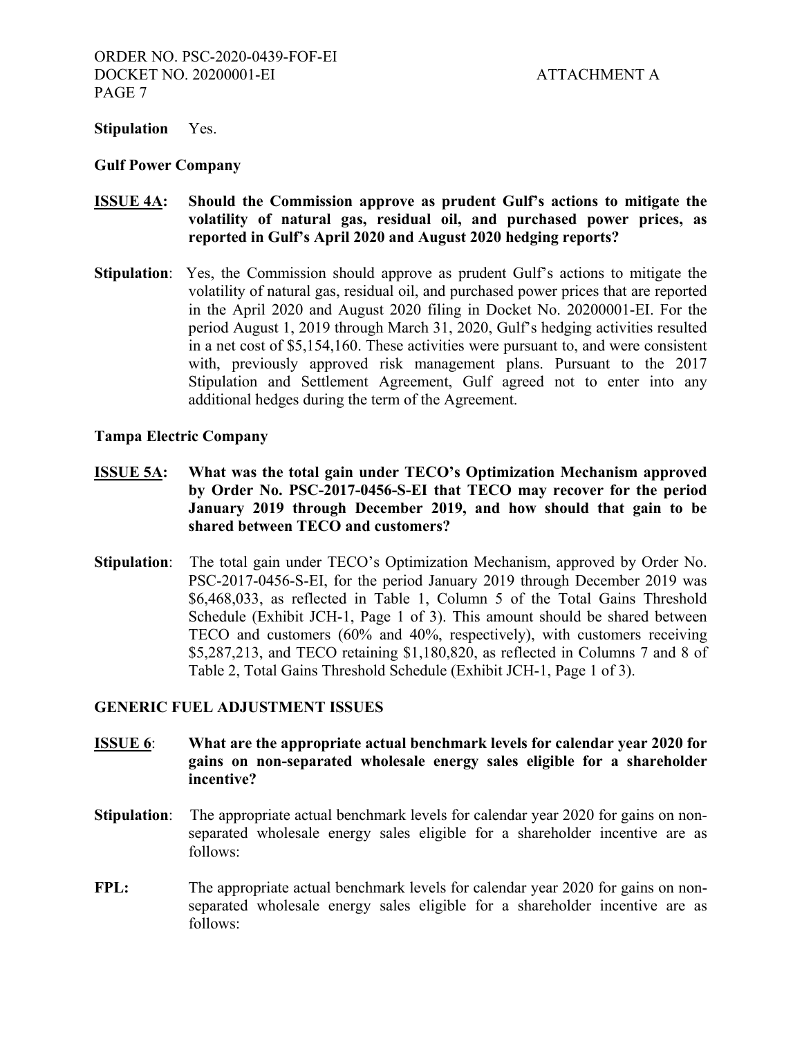**Stipulation** Yes.

**Gulf Power Company**

**ISSUE 4A: Should the Commission approve as prudent Gulf's actions to mitigate the volatility of natural gas, residual oil, and purchased power prices, as reported in Gulf's April 2020 and August 2020 hedging reports?**

**Stipulation**: Yes, the Commission should approve as prudent Gulf's actions to mitigate the volatility of natural gas, residual oil, and purchased power prices that are reported in the April 2020 and August 2020 filing in Docket No. 20200001-EI. For the period August 1, 2019 through March 31, 2020, Gulf's hedging activities resulted in a net cost of $5,154,160. These activities were pursuant to, and were consistent with, previously approved risk management plans. Pursuant to the 2017 Stipulation and Settlement Agreement, Gulf agreed not to enter into any additional hedges during the term of the Agreement.

**Tampa Electric Company**

**ISSUE 5A: What was the total gain under TECO's Optimization Mechanism approved by Order No. PSC-2017-0456-S-EI that TECO may recover for the period January 2019 through December 2019, and how should that gain to be shared between TECO and customers?**

**Stipulation**: The total gain under TECO's Optimization Mechanism, approved by Order No. PSC-2017-0456-S-EI, for the period January 2019 through December 2019 was $6,468,033, as reflected in Table 1, Column 5 of the Total Gains Threshold Schedule (Exhibit JCH-1, Page 1 of 3). This amount should be shared between TECO and customers (60% and 40%, respectively), with customers receiving $5,287,213, and TECO retaining $1,180,820, as reflected in Columns 7 and 8 of Table 2, Total Gains Threshold Schedule (Exhibit JCH-1, Page 1 of 3).

**GENERIC FUEL ADJUSTMENT ISSUES**

**ISSUE 6: What are the appropriate actual benchmark levels for calendar year 2020 for gains on non-separated wholesale energy sales eligible for a shareholder incentive?**

**Stipulation**: The appropriate actual benchmark levels for calendar year 2020 for gains on non-separated wholesale energy sales eligible for a shareholder incentive are as follows:

**FPL:** The appropriate actual benchmark levels for calendar year 2020 for gains on non-separated wholesale energy sales eligible for a shareholder incentive are as follows: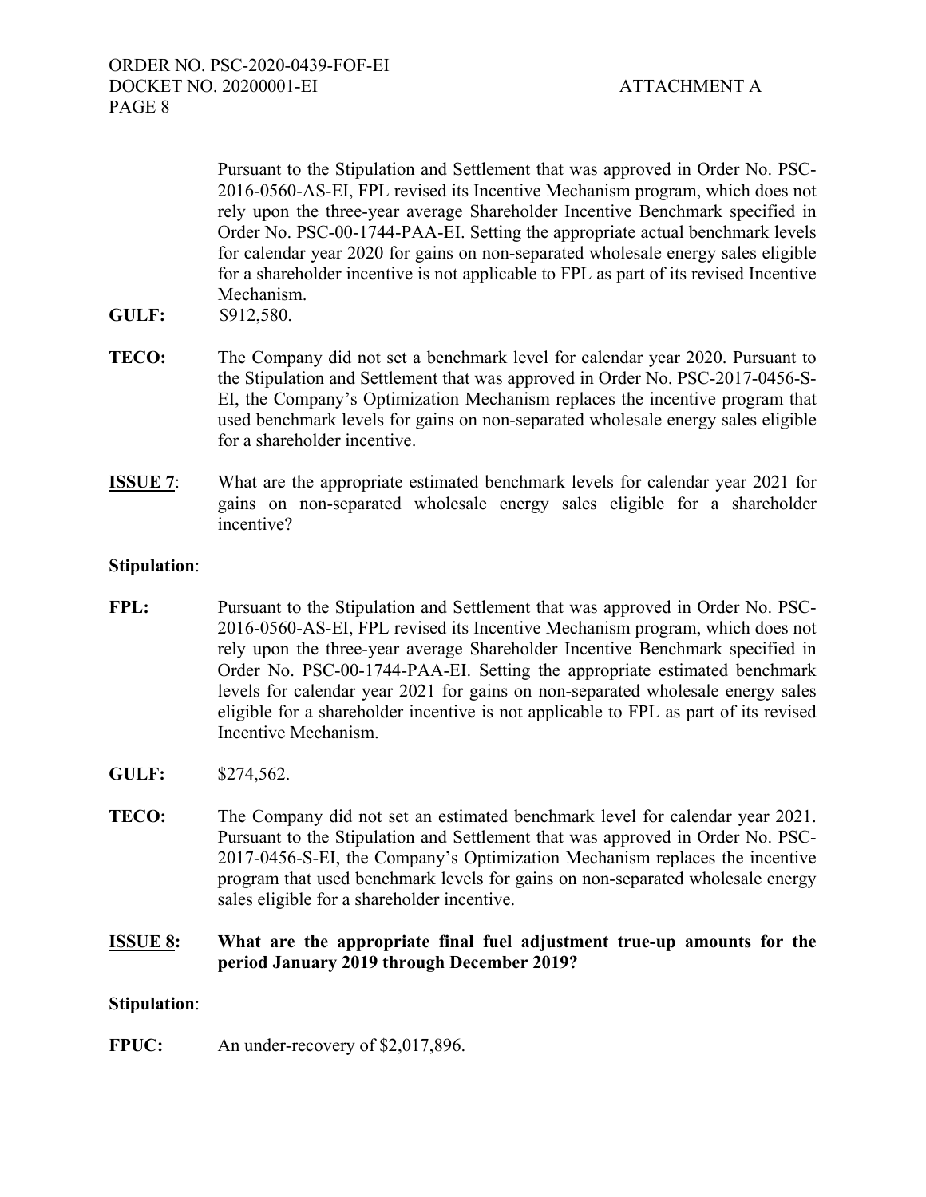Pursuant to the Stipulation and Settlement that was approved in Order No. PSC-2016-0560-AS-EI, FPL revised its Incentive Mechanism program, which does not rely upon the three-year average Shareholder Incentive Benchmark specified in Order No. PSC-00-1744-PAA-EI. Setting the appropriate actual benchmark levels for calendar year 2020 for gains on non-separated wholesale energy sales eligible for a shareholder incentive is not applicable to FPL as part of its revised Incentive Mechanism.

**GULF:** $912,580.

**TECO:** The Company did not set a benchmark level for calendar year 2020. Pursuant to the Stipulation and Settlement that was approved in Order No. PSC-2017-0456-S-EI, the Company's Optimization Mechanism replaces the incentive program that used benchmark levels for gains on non-separated wholesale energy sales eligible for a shareholder incentive.

**ISSUE 7**: What are the appropriate estimated benchmark levels for calendar year 2021 for gains on non-separated wholesale energy sales eligible for a shareholder incentive?

**Stipulation**:

**FPL:** Pursuant to the Stipulation and Settlement that was approved in Order No. PSC-2016-0560-AS-EI, FPL revised its Incentive Mechanism program, which does not rely upon the three-year average Shareholder Incentive Benchmark specified in Order No. PSC-00-1744-PAA-EI. Setting the appropriate estimated benchmark levels for calendar year 2021 for gains on non-separated wholesale energy sales eligible for a shareholder incentive is not applicable to FPL as part of its revised Incentive Mechanism.

**GULF:** $274,562.

**TECO:** The Company did not set an estimated benchmark level for calendar year 2021. Pursuant to the Stipulation and Settlement that was approved in Order No. PSC-2017-0456-S-EI, the Company's Optimization Mechanism replaces the incentive program that used benchmark levels for gains on non-separated wholesale energy sales eligible for a shareholder incentive.

**ISSUE 8: What are the appropriate final fuel adjustment true-up amounts for the period January 2019 through December 2019?**

**Stipulation**:

**FPUC:** An under-recovery of $2,017,896.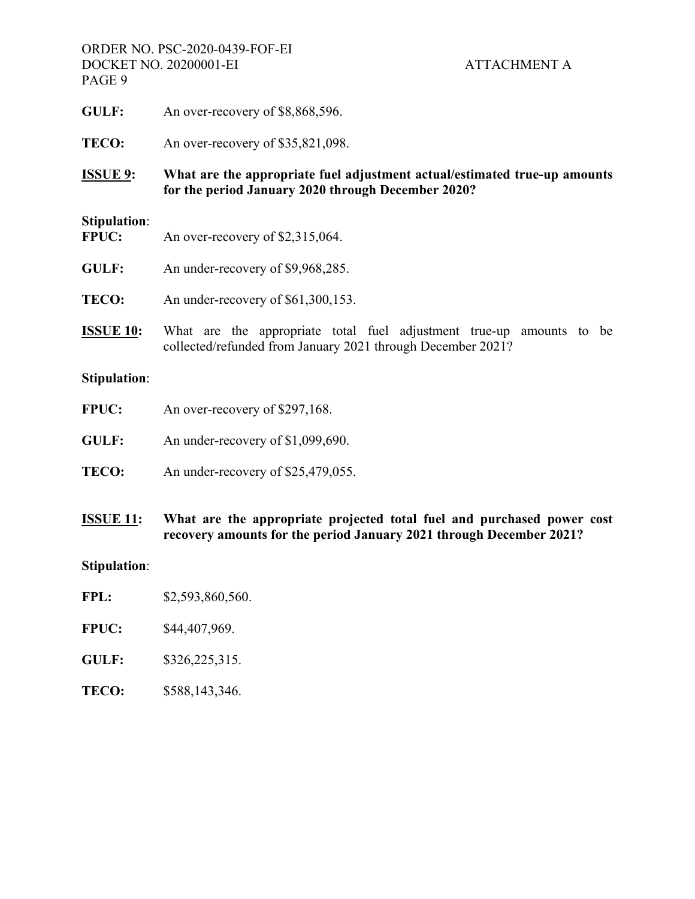**GULF:** An over-recovery of $8,868,596.

**TECO:** An over-recovery of $35,821,098.

**ISSUE 9: What are the appropriate fuel adjustment actual/estimated true-up amounts for the period January 2020 through December 2020?**

**Stipulation**:

**FPUC:** An over-recovery of $2,315,064.

**GULF:** An under-recovery of $9,968,285.

**TECO:** An under-recovery of $61,300,153.

**ISSUE 10:** What are the appropriate total fuel adjustment true-up amounts to be collected/refunded from January 2021 through December 2021?

**Stipulation**:

**FPUC:** An over-recovery of $297,168.

**GULF:** An under-recovery of $1,099,690.

**TECO:** An under-recovery of $25,479,055.

**ISSUE 11: What are the appropriate projected total fuel and purchased power cost recovery amounts for the period January 2021 through December 2021?**

**Stipulation**:

**FPL:** $2,593,860,560.

**FPUC:** $44,407,969.

**GULF:** $326,225,315.

**TECO:** $588,143,346.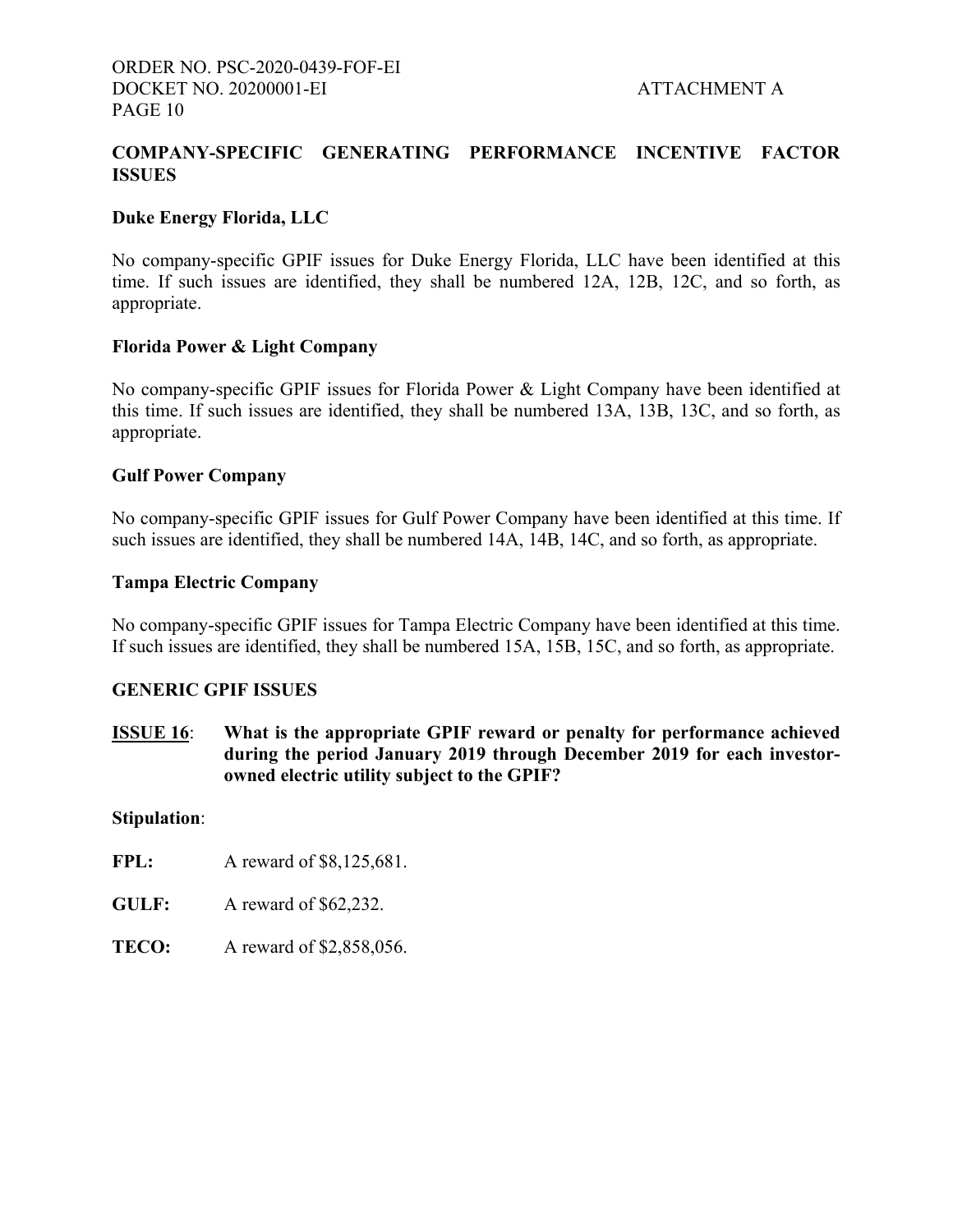## COMPANY-SPECIFIC GENERATING PERFORMANCE INCENTIVE FACTOR ISSUES

### Duke Energy Florida, LLC

No company-specific GPIF issues for Duke Energy Florida, LLC have been identified at this time. If such issues are identified, they shall be numbered 12A, 12B, 12C, and so forth, as appropriate.

### Florida Power & Light Company

No company-specific GPIF issues for Florida Power & Light Company have been identified at this time. If such issues are identified, they shall be numbered 13A, 13B, 13C, and so forth, as appropriate.

### Gulf Power Company

No company-specific GPIF issues for Gulf Power Company have been identified at this time. If such issues are identified, they shall be numbered 14A, 14B, 14C, and so forth, as appropriate.

### Tampa Electric Company

No company-specific GPIF issues for Tampa Electric Company have been identified at this time. If such issues are identified, they shall be numbered 15A, 15B, 15C, and so forth, as appropriate.

## GENERIC GPIF ISSUES

**ISSUE 16**: **What is the appropriate GPIF reward or penalty for performance achieved during the period January 2019 through December 2019 for each investor-owned electric utility subject to the GPIF?**

**Stipulation**:

**FPL:** A reward of $8,125,681.

**GULF:** A reward of $62,232.

**TECO:** A reward of $2,858,056.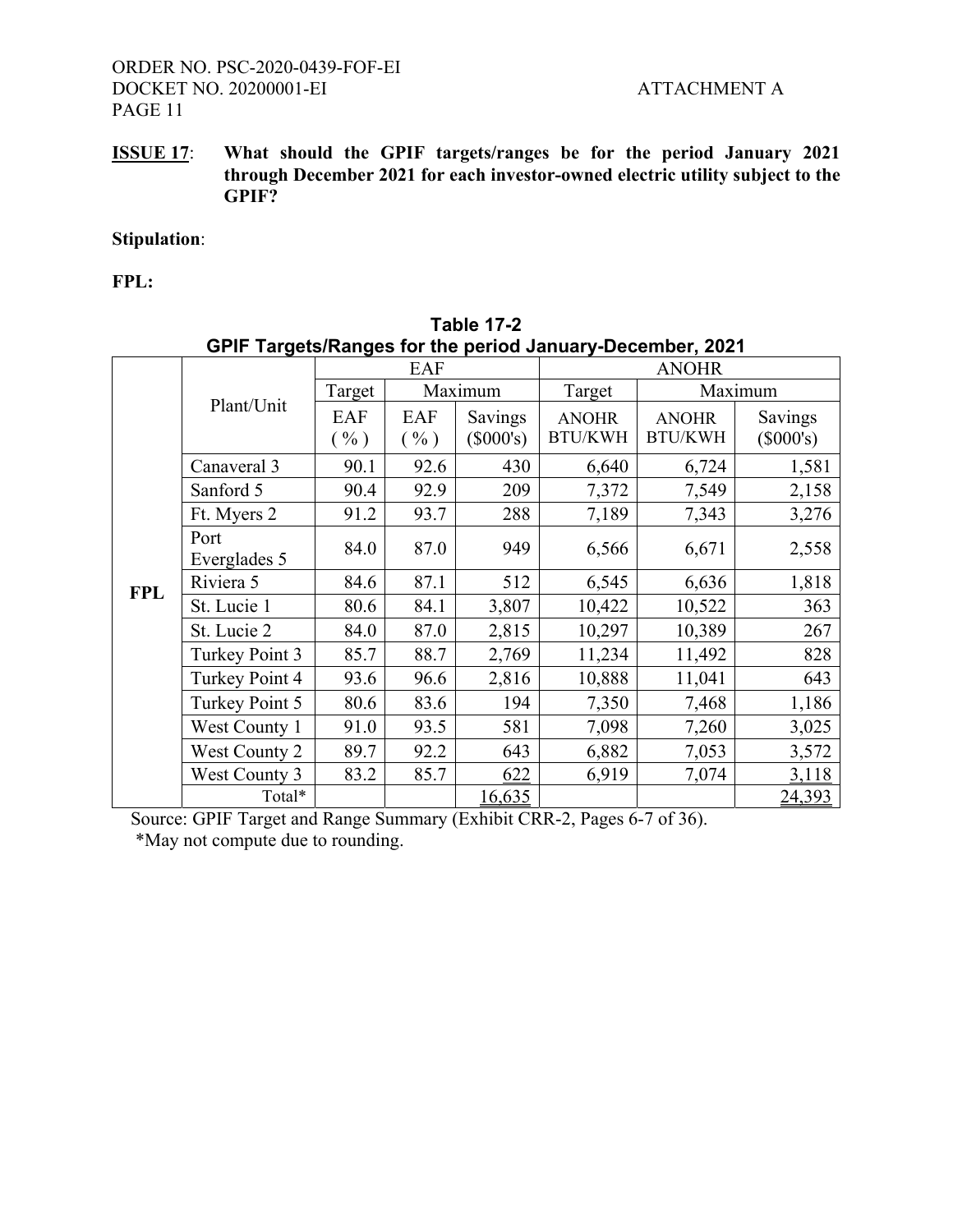**ISSUE 17**: **What should the GPIF targets/ranges be for the period January 2021 through December 2021 for each investor-owned electric utility subject to the GPIF?**

**Stipulation**:

**FPL:**

**Table 17-2**
**GPIF Targets/Ranges for the period January-December, 2021**

| | Plant/Unit | EAF | | | ANOHR | | |
|---|---|---|---|---|---|---|---|
| | | Target | Maximum | | Target | Maximum | |
| | | EAF ( % ) | EAF ( % ) | Savings ($000's) | ANOHR BTU/KWH | ANOHR BTU/KWH | Savings ($000's) |
| **FPL** | Canaveral 3 | 90.1 | 92.6 | 430 | 6,640 | 6,724 | 1,581 |
| | Sanford 5 | 90.4 | 92.9 | 209 | 7,372 | 7,549 | 2,158 |
| | Ft. Myers 2 | 91.2 | 93.7 | 288 | 7,189 | 7,343 | 3,276 |
| | Port Everglades 5 | 84.0 | 87.0 | 949 | 6,566 | 6,671 | 2,558 |
| | Riviera 5 | 84.6 | 87.1 | 512 | 6,545 | 6,636 | 1,818 |
| | St. Lucie 1 | 80.6 | 84.1 | 3,807 | 10,422 | 10,522 | 363 |
| | St. Lucie 2 | 84.0 | 87.0 | 2,815 | 10,297 | 10,389 | 267 |
| | Turkey Point 3 | 85.7 | 88.7 | 2,769 | 11,234 | 11,492 | 828 |
| | Turkey Point 4 | 93.6 | 96.6 | 2,816 | 10,888 | 11,041 | 643 |
| | Turkey Point 5 | 80.6 | 83.6 | 194 | 7,350 | 7,468 | 1,186 |
| | West County 1 | 91.0 | 93.5 | 581 | 7,098 | 7,260 | 3,025 |
| | West County 2 | 89.7 | 92.2 | 643 | 6,882 | 7,053 | 3,572 |
| | West County 3 | 83.2 | 85.7 | 622 | 6,919 | 7,074 | 3,118 |
| | Total* | | | 16,635 | | | 24,393 |

Source: GPIF Target and Range Summary (Exhibit CRR-2, Pages 6-7 of 36).
*May not compute due to rounding.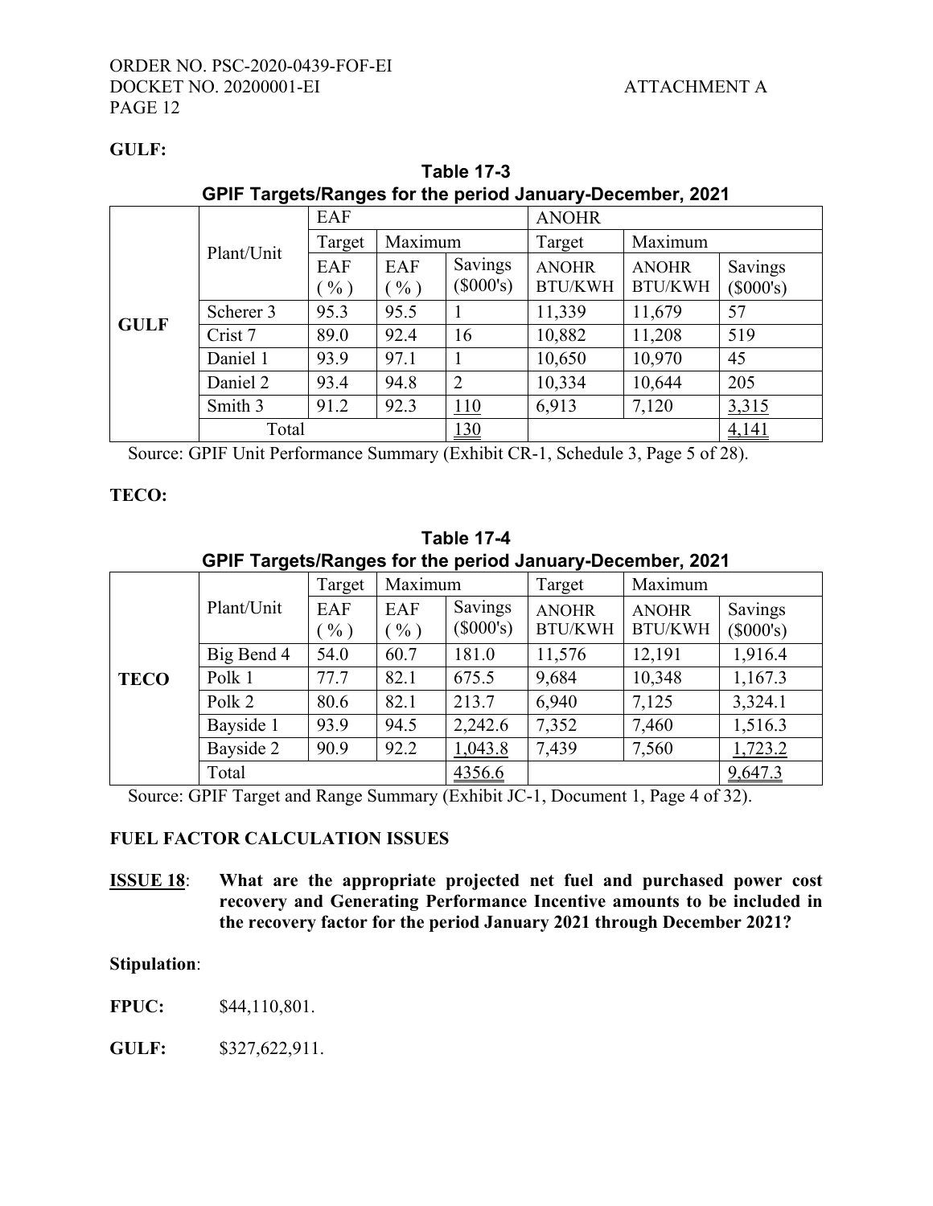**GULF:**

**Table 17-3**
**GPIF Targets/Ranges for the period January-December, 2021**

| | Plant/Unit | EAF | | | ANOHR | | |
|---|---|---|---|---|---|---|---|
| | | Target | Maximum | | Target | Maximum | |
| | | EAF ( % ) | EAF ( % ) | Savings ($000's) | ANOHR BTU/KWH | ANOHR BTU/KWH | Savings ($000's) |
| **GULF** | Scherer 3 | 95.3 | 95.5 | 1 | 11,339 | 11,679 | 57 |
| | Crist 7 | 89.0 | 92.4 | 16 | 10,882 | 11,208 | 519 |
| | Daniel 1 | 93.9 | 97.1 | 1 | 10,650 | 10,970 | 45 |
| | Daniel 2 | 93.4 | 94.8 | 2 | 10,334 | 10,644 | 205 |
| | Smith 3 | 91.2 | 92.3 | 110 | 6,913 | 7,120 | 3,315 |
| | Total | | | 130 | | | 4,141 |

Source: GPIF Unit Performance Summary (Exhibit CR-1, Schedule 3, Page 5 of 28).

**TECO:**

**Table 17-4**
**GPIF Targets/Ranges for the period January-December, 2021**

| | Plant/Unit | Target | Maximum | | Target | Maximum | |
|---|---|---|---|---|---|---|---|
| | | EAF ( % ) | EAF ( % ) | Savings ($000's) | ANOHR BTU/KWH | ANOHR BTU/KWH | Savings ($000's) |
| **TECO** | Big Bend 4 | 54.0 | 60.7 | 181.0 | 11,576 | 12,191 | 1,916.4 |
| | Polk 1 | 77.7 | 82.1 | 675.5 | 9,684 | 10,348 | 1,167.3 |
| | Polk 2 | 80.6 | 82.1 | 213.7 | 6,940 | 7,125 | 3,324.1 |
| | Bayside 1 | 93.9 | 94.5 | 2,242.6 | 7,352 | 7,460 | 1,516.3 |
| | Bayside 2 | 90.9 | 92.2 | 1,043.8 | 7,439 | 7,560 | 1,723.2 |
| | Total | | | 4356.6 | | | 9,647.3 |

Source: GPIF Target and Range Summary (Exhibit JC-1, Document 1, Page 4 of 32).

## FUEL FACTOR CALCULATION ISSUES

**ISSUE 18**: **What are the appropriate projected net fuel and purchased power cost recovery and Generating Performance Incentive amounts to be included in the recovery factor for the period January 2021 through December 2021?**

**Stipulation**:

**FPUC:** $44,110,801.

**GULF:** $327,622,911.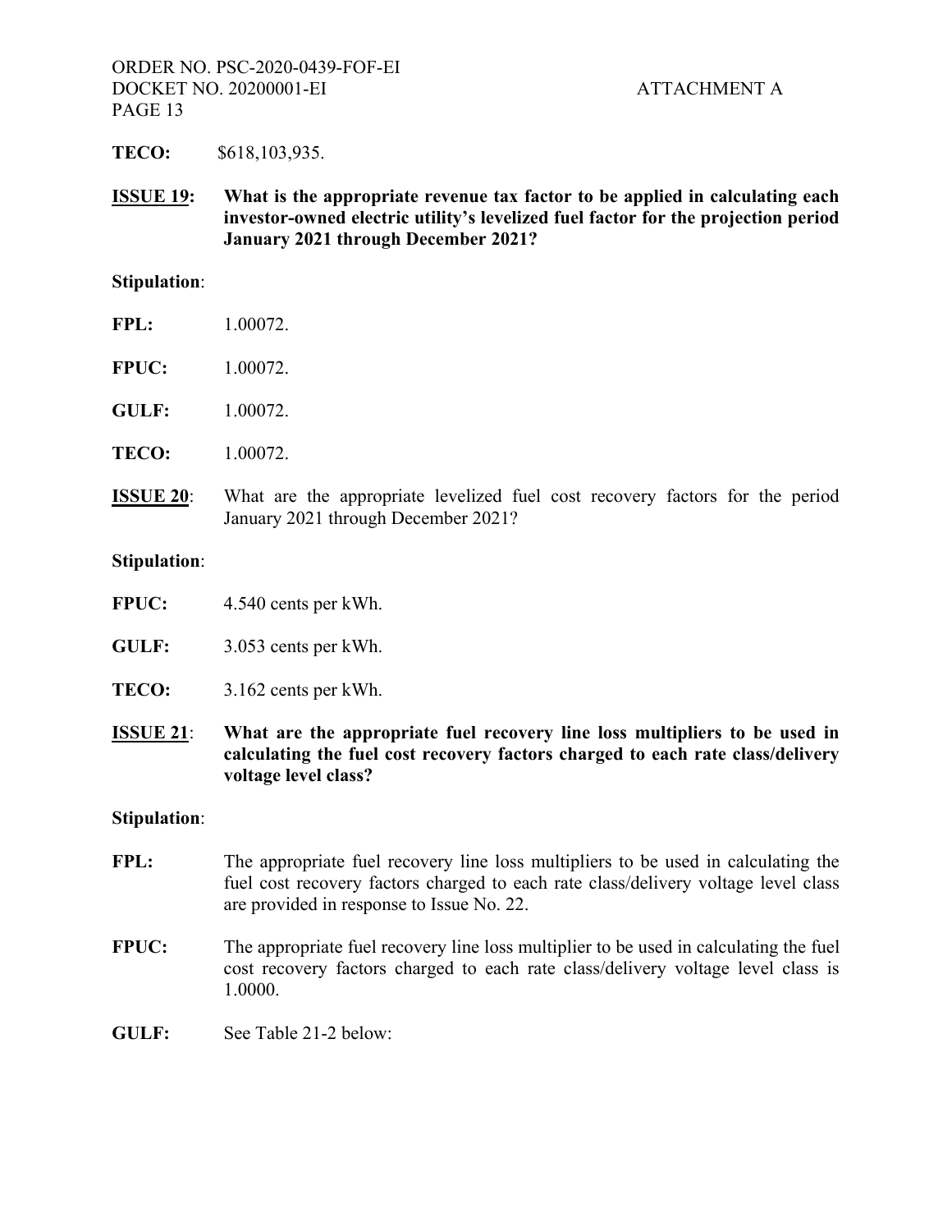**TECO:** $618,103,935.

**<u>ISSUE 19</u>: What is the appropriate revenue tax factor to be applied in calculating each investor-owned electric utility's levelized fuel factor for the projection period January 2021 through December 2021?**

**Stipulation**:

**FPL:** 1.00072.

**FPUC:** 1.00072.

**GULF:** 1.00072.

**TECO:** 1.00072.

**<u>ISSUE 20</u>**: What are the appropriate levelized fuel cost recovery factors for the period January 2021 through December 2021?

**Stipulation**:

**FPUC:** 4.540 cents per kWh.

**GULF:** 3.053 cents per kWh.

**TECO:** 3.162 cents per kWh.

**<u>ISSUE 21</u>**: **What are the appropriate fuel recovery line loss multipliers to be used in calculating the fuel cost recovery factors charged to each rate class/delivery voltage level class?**

**Stipulation**:

**FPL:** The appropriate fuel recovery line loss multipliers to be used in calculating the fuel cost recovery factors charged to each rate class/delivery voltage level class are provided in response to Issue No. 22.

**FPUC:** The appropriate fuel recovery line loss multiplier to be used in calculating the fuel cost recovery factors charged to each rate class/delivery voltage level class is 1.0000.

**GULF:** See Table 21-2 below: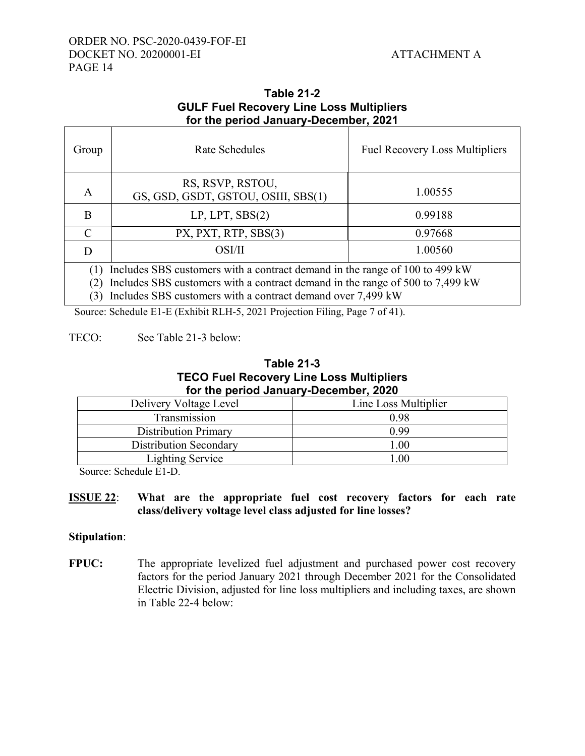**Table 21-2**
**GULF Fuel Recovery Line Loss Multipliers**
**for the period January-December, 2021**

| Group | Rate Schedules | Fuel Recovery Loss Multipliers |
|---|---|---|
| A | RS, RSVP, RSTOU, GS, GSD, GSDT, GSTOU, OSIII, SBS(1) | 1.00555 |
| B | LP, LPT, SBS(2) | 0.99188 |
| C | PX, PXT, RTP, SBS(3) | 0.97668 |
| D | OSI/II | 1.00560 |

(1) Includes SBS customers with a contract demand in the range of 100 to 499 kW
(2) Includes SBS customers with a contract demand in the range of 500 to 7,499 kW
(3) Includes SBS customers with a contract demand over 7,499 kW

Source: Schedule E1-E (Exhibit RLH-5, 2021 Projection Filing, Page 7 of 41).

TECO: See Table 21-3 below:

**Table 21-3**
**TECO Fuel Recovery Line Loss Multipliers**
**for the period January-December, 2020**

| Delivery Voltage Level | Line Loss Multiplier |
|---|---|
| Transmission | 0.98 |
| Distribution Primary | 0.99 |
| Distribution Secondary | 1.00 |
| Lighting Service | 1.00 |

Source: Schedule E1-D.

**ISSUE 22**: **What are the appropriate fuel cost recovery factors for each rate class/delivery voltage level class adjusted for line losses?**

**Stipulation**:

**FPUC:** The appropriate levelized fuel adjustment and purchased power cost recovery factors for the period January 2021 through December 2021 for the Consolidated Electric Division, adjusted for line loss multipliers and including taxes, are shown in Table 22-4 below: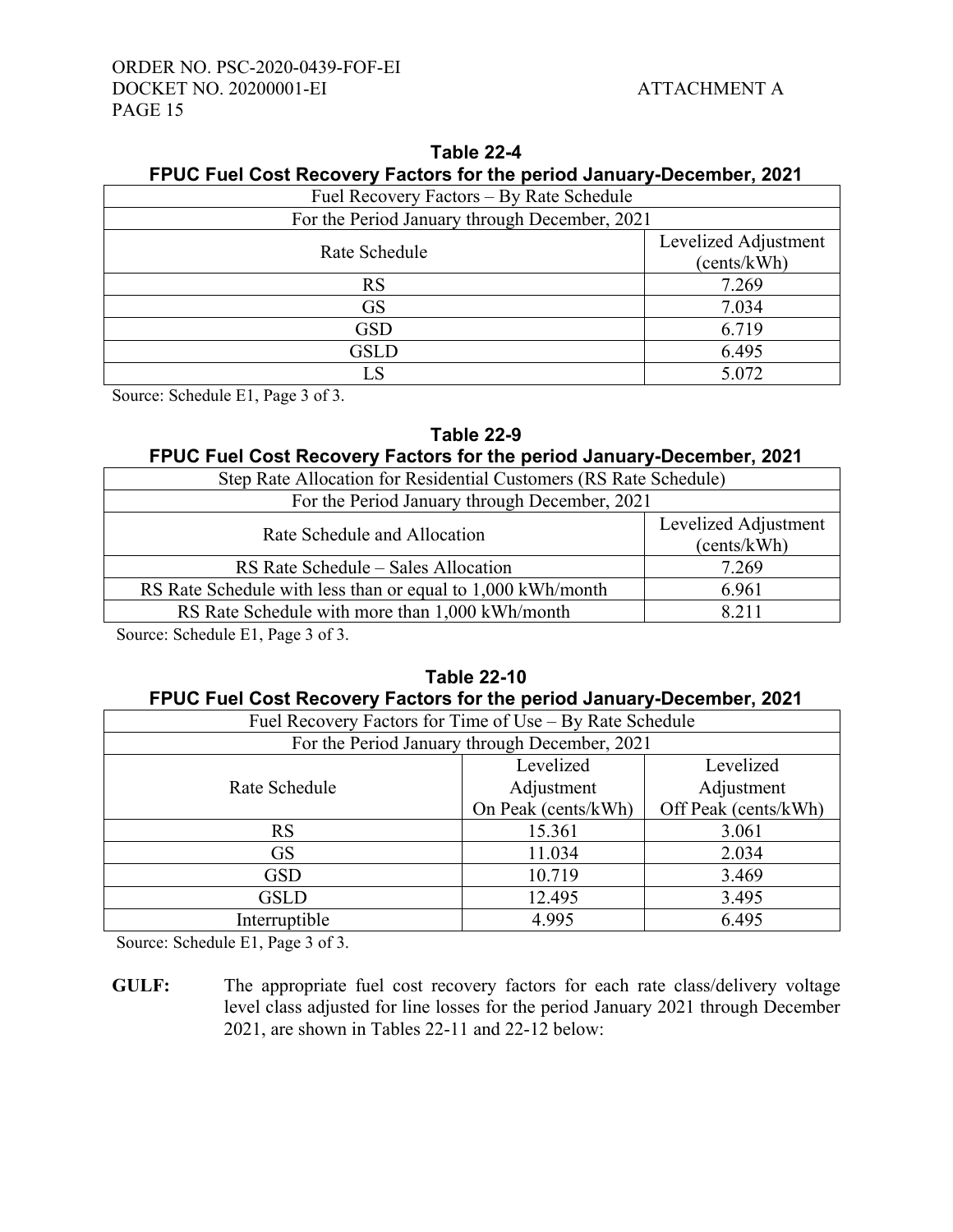**Table 22-4**
**FPUC Fuel Cost Recovery Factors for the period January-December, 2021**

| Fuel Recovery Factors – By Rate Schedule | |
|---|---|
| For the Period January through December, 2021 | |
| Rate Schedule | Levelized Adjustment (cents/kWh) |
| RS | 7.269 |
| GS | 7.034 |
| GSD | 6.719 |
| GSLD | 6.495 |
| LS | 5.072 |

Source: Schedule E1, Page 3 of 3.

**Table 22-9**
**FPUC Fuel Cost Recovery Factors for the period January-December, 2021**

| Step Rate Allocation for Residential Customers (RS Rate Schedule) | |
|---|---|
| For the Period January through December, 2021 | |
| Rate Schedule and Allocation | Levelized Adjustment (cents/kWh) |
| RS Rate Schedule – Sales Allocation | 7.269 |
| RS Rate Schedule with less than or equal to 1,000 kWh/month | 6.961 |
| RS Rate Schedule with more than 1,000 kWh/month | 8.211 |

Source: Schedule E1, Page 3 of 3.

**Table 22-10**
**FPUC Fuel Cost Recovery Factors for the period January-December, 2021**

| Fuel Recovery Factors for Time of Use – By Rate Schedule | | |
|---|---|---|
| For the Period January through December, 2021 | | |
| Rate Schedule | Levelized Adjustment On Peak (cents/kWh) | Levelized Adjustment Off Peak (cents/kWh) |
| RS | 15.361 | 3.061 |
| GS | 11.034 | 2.034 |
| GSD | 10.719 | 3.469 |
| GSLD | 12.495 | 3.495 |
| Interruptible | 4.995 | 6.495 |

Source: Schedule E1, Page 3 of 3.

**GULF:** The appropriate fuel cost recovery factors for each rate class/delivery voltage level class adjusted for line losses for the period January 2021 through December 2021, are shown in Tables 22-11 and 22-12 below: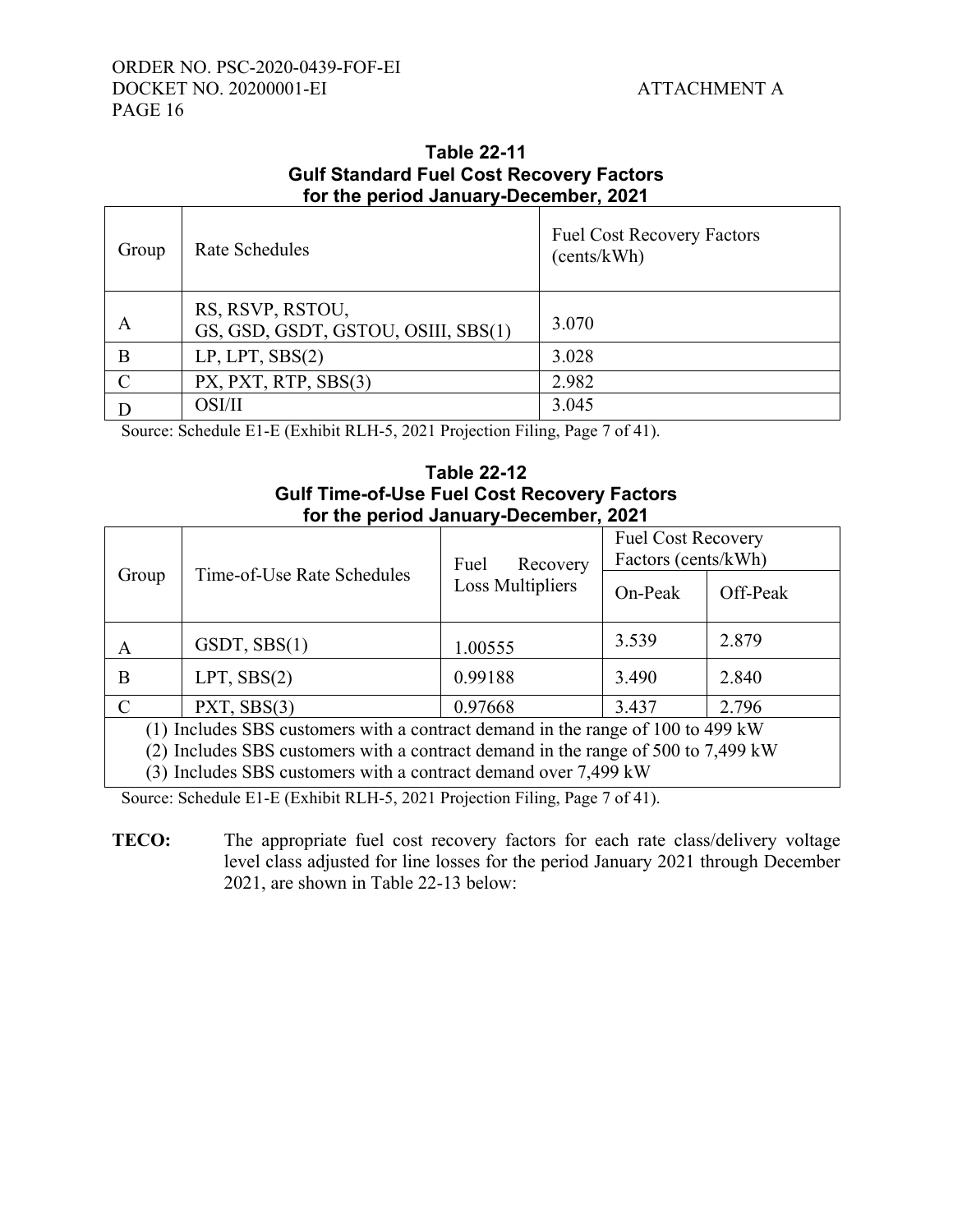**Table 22-11**
**Gulf Standard Fuel Cost Recovery Factors**
**for the period January-December, 2021**

| Group | Rate Schedules | Fuel Cost Recovery Factors (cents/kWh) |
|---|---|---|
| A | RS, RSVP, RSTOU, GS, GSD, GSDT, GSTOU, OSIII, SBS(1) | 3.070 |
| B | LP, LPT, SBS(2) | 3.028 |
| C | PX, PXT, RTP, SBS(3) | 2.982 |
| D | OSI/II | 3.045 |

Source: Schedule E1-E (Exhibit RLH-5, 2021 Projection Filing, Page 7 of 41).

**Table 22-12**
**Gulf Time-of-Use Fuel Cost Recovery Factors**
**for the period January-December, 2021**

| Group | Time-of-Use Rate Schedules | Fuel Recovery Loss Multipliers | Fuel Cost Recovery Factors (cents/kWh) | |
|---|---|---|---|---|
| | | | On-Peak | Off-Peak |
| A | GSDT, SBS(1) | 1.00555 | 3.539 | 2.879 |
| B | LPT, SBS(2) | 0.99188 | 3.490 | 2.840 |
| C | PXT, SBS(3) | 0.97668 | 3.437 | 2.796 |

(1) Includes SBS customers with a contract demand in the range of 100 to 499 kW
(2) Includes SBS customers with a contract demand in the range of 500 to 7,499 kW
(3) Includes SBS customers with a contract demand over 7,499 kW

Source: Schedule E1-E (Exhibit RLH-5, 2021 Projection Filing, Page 7 of 41).

**TECO:** The appropriate fuel cost recovery factors for each rate class/delivery voltage level class adjusted for line losses for the period January 2021 through December 2021, are shown in Table 22-13 below: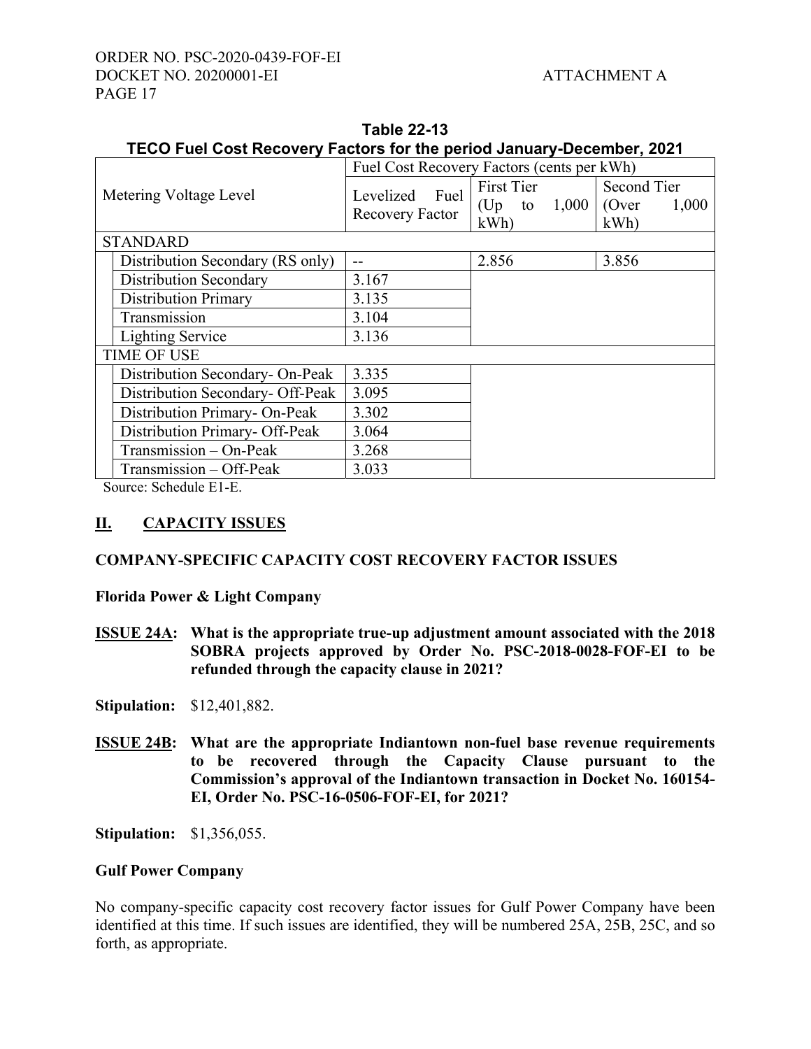**Table 22-13**
**TECO Fuel Cost Recovery Factors for the period January-December, 2021**

| Metering Voltage Level | Fuel Cost Recovery Factors (cents per kWh) | | |
|---|---|---|---|
| | Levelized Fuel Recovery Factor | First Tier (Up to 1,000 kWh) | Second Tier (Over 1,000 kWh) |
| STANDARD | | | |
| Distribution Secondary (RS only) | -- | 2.856 | 3.856 |
| Distribution Secondary | 3.167 | | |
| Distribution Primary | 3.135 | | |
| Transmission | 3.104 | | |
| Lighting Service | 3.136 | | |
| TIME OF USE | | | |
| Distribution Secondary- On-Peak | 3.335 | | |
| Distribution Secondary- Off-Peak | 3.095 | | |
| Distribution Primary- On-Peak | 3.302 | | |
| Distribution Primary- Off-Peak | 3.064 | | |
| Transmission – On-Peak | 3.268 | | |
| Transmission – Off-Peak | 3.033 | | |

Source: Schedule E1-E.

## II. CAPACITY ISSUES

### COMPANY-SPECIFIC CAPACITY COST RECOVERY FACTOR ISSUES

**Florida Power & Light Company**

**ISSUE 24A: What is the appropriate true-up adjustment amount associated with the 2018 SOBRA projects approved by Order No. PSC-2018-0028-FOF-EI to be refunded through the capacity clause in 2021?**

**Stipulation:** $12,401,882.

**ISSUE 24B: What are the appropriate Indiantown non-fuel base revenue requirements to be recovered through the Capacity Clause pursuant to the Commission's approval of the Indiantown transaction in Docket No. 160154-EI, Order No. PSC-16-0506-FOF-EI, for 2021?**

**Stipulation:** $1,356,055.

**Gulf Power Company**

No company-specific capacity cost recovery factor issues for Gulf Power Company have been identified at this time. If such issues are identified, they will be numbered 25A, 25B, 25C, and so forth, as appropriate.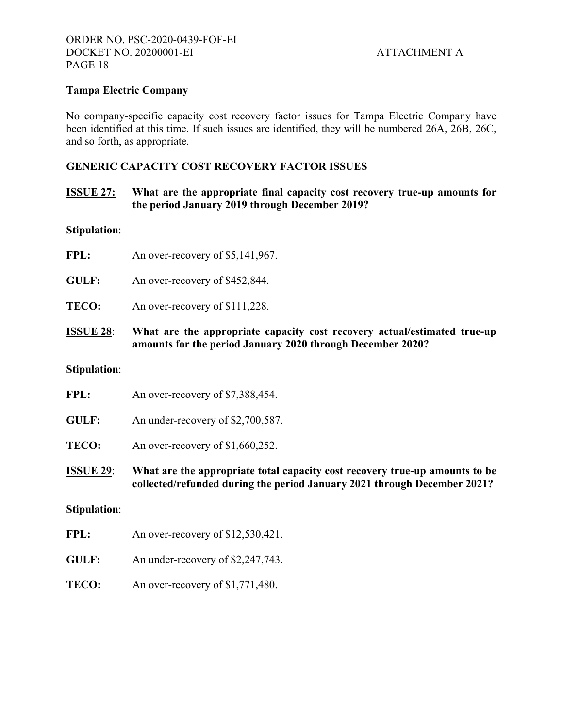**Tampa Electric Company**

No company-specific capacity cost recovery factor issues for Tampa Electric Company have been identified at this time. If such issues are identified, they will be numbered 26A, 26B, 26C, and so forth, as appropriate.

**GENERIC CAPACITY COST RECOVERY FACTOR ISSUES**

**ISSUE 27: What are the appropriate final capacity cost recovery true-up amounts for the period January 2019 through December 2019?**

**Stipulation**:

**FPL:** An over-recovery of $5,141,967.

**GULF:** An over-recovery of $452,844.

**TECO:** An over-recovery of $111,228.

**ISSUE 28: What are the appropriate capacity cost recovery actual/estimated true-up amounts for the period January 2020 through December 2020?**

**Stipulation**:

**FPL:** An over-recovery of $7,388,454.

**GULF:** An under-recovery of $2,700,587.

**TECO:** An over-recovery of $1,660,252.

**ISSUE 29: What are the appropriate total capacity cost recovery true-up amounts to be collected/refunded during the period January 2021 through December 2021?**

**Stipulation**:

**FPL:** An over-recovery of $12,530,421.

**GULF:** An under-recovery of $2,247,743.

**TECO:** An over-recovery of $1,771,480.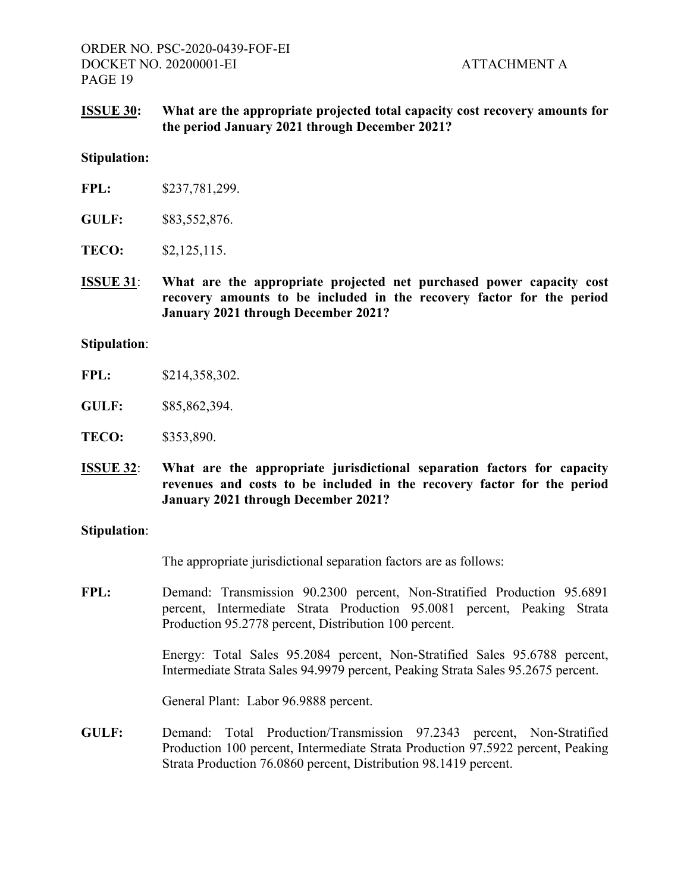**ISSUE 30:** **What are the appropriate projected total capacity cost recovery amounts for the period January 2021 through December 2021?**

**Stipulation:**

**FPL:** $237,781,299.

**GULF:** $83,552,876.

**TECO:** $2,125,115.

**ISSUE 31**: **What are the appropriate projected net purchased power capacity cost recovery amounts to be included in the recovery factor for the period January 2021 through December 2021?**

**Stipulation**:

**FPL:** $214,358,302.

**GULF:** $85,862,394.

**TECO:** $353,890.

**ISSUE 32**: **What are the appropriate jurisdictional separation factors for capacity revenues and costs to be included in the recovery factor for the period January 2021 through December 2021?**

**Stipulation**:

The appropriate jurisdictional separation factors are as follows:

**FPL:** Demand: Transmission 90.2300 percent, Non-Stratified Production 95.6891 percent, Intermediate Strata Production 95.0081 percent, Peaking Strata Production 95.2778 percent, Distribution 100 percent.

Energy: Total Sales 95.2084 percent, Non-Stratified Sales 95.6788 percent, Intermediate Strata Sales 94.9979 percent, Peaking Strata Sales 95.2675 percent.

General Plant: Labor 96.9888 percent.

**GULF:** Demand: Total Production/Transmission 97.2343 percent, Non-Stratified Production 100 percent, Intermediate Strata Production 97.5922 percent, Peaking Strata Production 76.0860 percent, Distribution 98.1419 percent.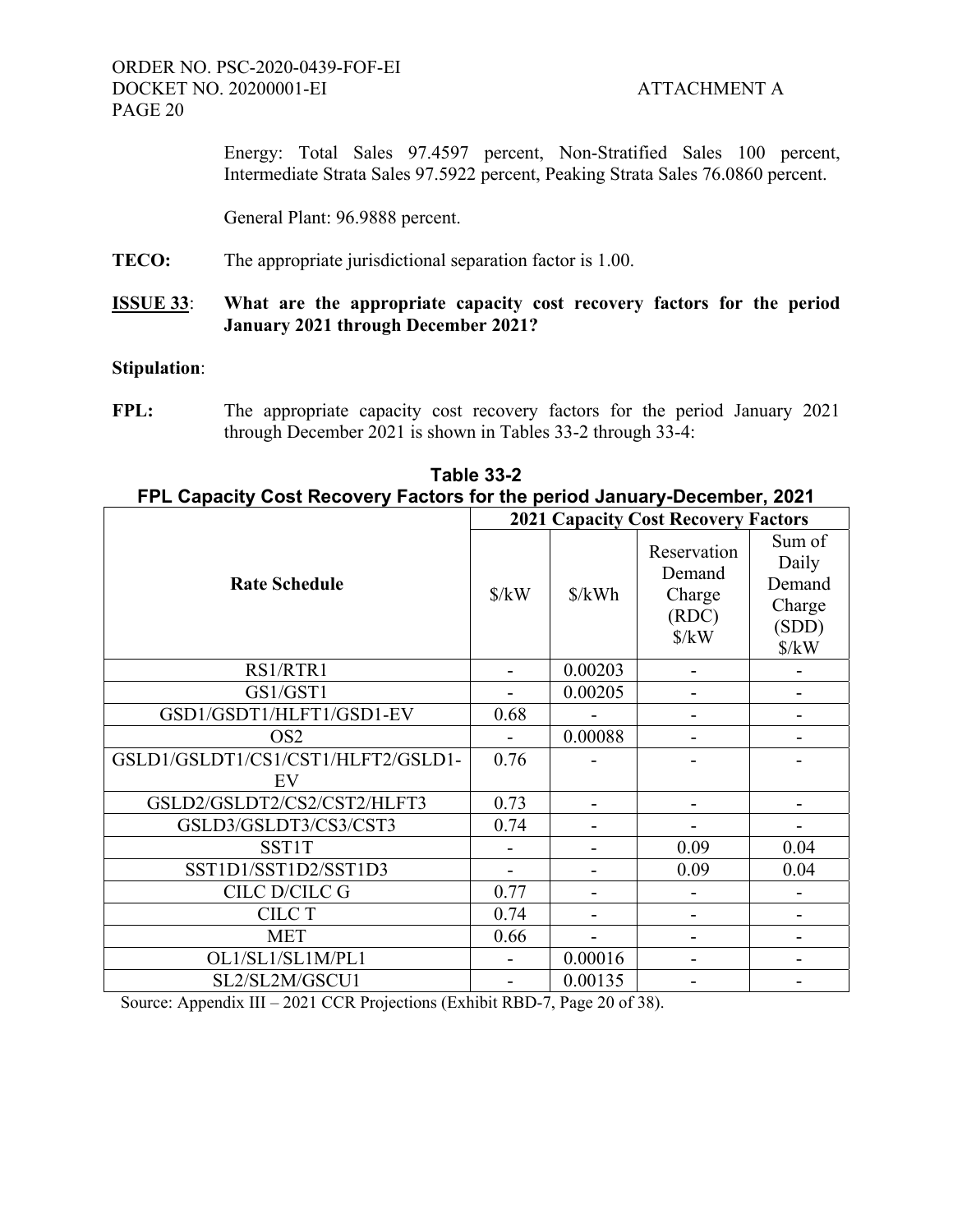Energy: Total Sales 97.4597 percent, Non-Stratified Sales 100 percent, Intermediate Strata Sales 97.5922 percent, Peaking Strata Sales 76.0860 percent.

General Plant: 96.9888 percent.

**TECO:** The appropriate jurisdictional separation factor is 1.00.

**ISSUE 33**: **What are the appropriate capacity cost recovery factors for the period January 2021 through December 2021?**

**Stipulation**:

**FPL:** The appropriate capacity cost recovery factors for the period January 2021 through December 2021 is shown in Tables 33-2 through 33-4:

**Table 33-2**
**FPL Capacity Cost Recovery Factors for the period January-December, 2021**

| Rate Schedule | 2021 Capacity Cost Recovery Factors | | | |
|---|---|---|---|---|
| | $/kW | $/kWh | Reservation Demand Charge (RDC) $/kW | Sum of Daily Demand Charge (SDD) $/kW |
| RS1/RTR1 | - | 0.00203 | - | - |
| GS1/GST1 | - | 0.00205 | - | - |
| GSD1/GSDT1/HLFT1/GSD1-EV | 0.68 | - | - | - |
| OS2 | - | 0.00088 | - | - |
| GSLD1/GSLDT1/CS1/CST1/HLFT2/GSLD1-EV | 0.76 | - | - | - |
| GSLD2/GSLDT2/CS2/CST2/HLFT3 | 0.73 | - | - | - |
| GSLD3/GSLDT3/CS3/CST3 | 0.74 | - | - | - |
| SST1T | - | - | 0.09 | 0.04 |
| SST1D1/SST1D2/SST1D3 | - | - | 0.09 | 0.04 |
| CILC D/CILC G | 0.77 | - | - | - |
| CILC T | 0.74 | - | - | - |
| MET | 0.66 | - | - | - |
| OL1/SL1/SL1M/PL1 | - | 0.00016 | - | - |
| SL2/SL2M/GSCU1 | - | 0.00135 | - | - |

Source: Appendix III – 2021 CCR Projections (Exhibit RBD-7, Page 20 of 38).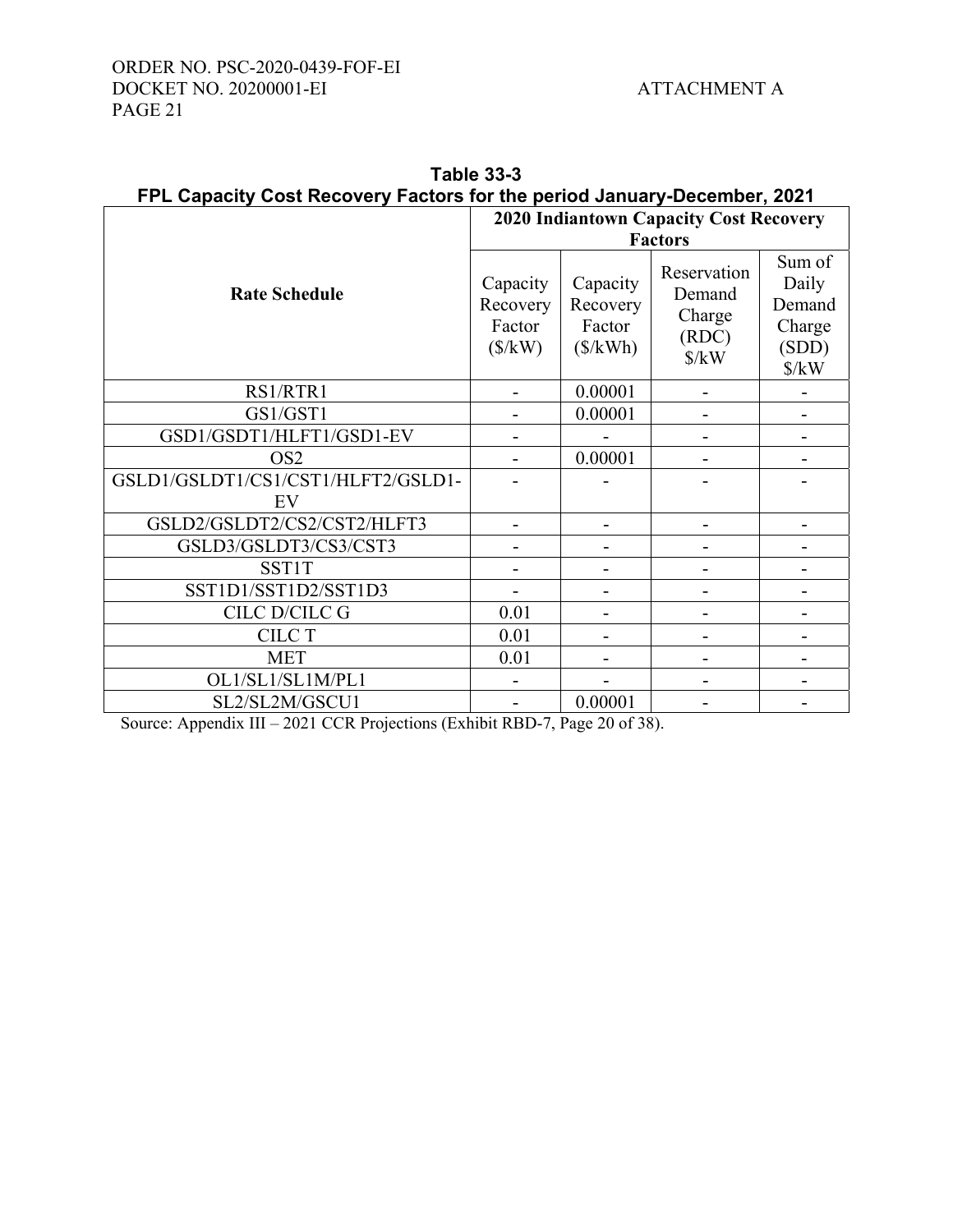**Table 33-3**
**FPL Capacity Cost Recovery Factors for the period January-December, 2021**

| Rate Schedule | 2020 Indiantown Capacity Cost Recovery Factors | | | |
|---|---|---|---|---|
| | Capacity Recovery Factor ($/kW) | Capacity Recovery Factor ($/kWh) | Reservation Demand Charge (RDC) $/kW | Sum of Daily Demand Charge (SDD) $/kW |
| RS1/RTR1 | - | 0.00001 | - | - |
| GS1/GST1 | - | 0.00001 | - | - |
| GSD1/GSDT1/HLFT1/GSD1-EV | - | - | - | - |
| OS2 | - | 0.00001 | - | - |
| GSLD1/GSLDT1/CS1/CST1/HLFT2/GSLD1-EV | - | - | - | - |
| GSLD2/GSLDT2/CS2/CST2/HLFT3 | - | - | - | - |
| GSLD3/GSLDT3/CS3/CST3 | - | - | - | - |
| SST1T | - | - | - | - |
| SST1D1/SST1D2/SST1D3 | - | - | - | - |
| CILC D/CILC G | 0.01 | - | - | - |
| CILC T | 0.01 | - | - | - |
| MET | 0.01 | - | - | - |
| OL1/SL1/SL1M/PL1 | - | - | - | - |
| SL2/SL2M/GSCU1 | - | 0.00001 | - | - |

Source: Appendix III – 2021 CCR Projections (Exhibit RBD-7, Page 20 of 38).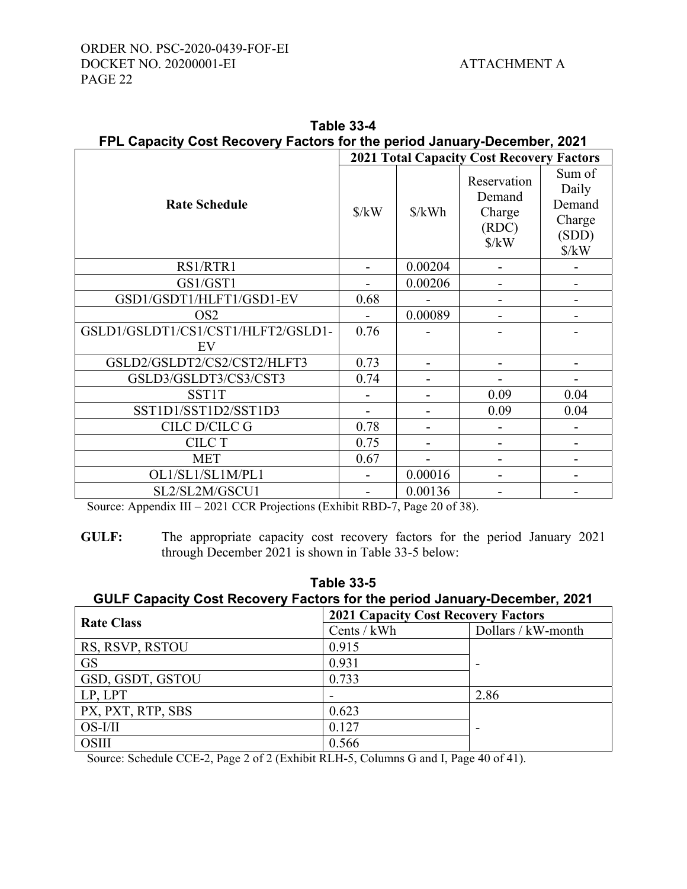**Table 33-4**
**FPL Capacity Cost Recovery Factors for the period January-December, 2021**

| Rate Schedule | 2021 Total Capacity Cost Recovery Factors | | | |
|---|---|---|---|---|
| | $/kW | $/kWh | Reservation Demand Charge (RDC) $/kW | Sum of Daily Demand Charge (SDD) $/kW |
| RS1/RTR1 | - | 0.00204 | - | - |
| GS1/GST1 | - | 0.00206 | - | - |
| GSD1/GSDT1/HLFT1/GSD1-EV | 0.68 | - | - | - |
| OS2 | - | 0.00089 | - | - |
| GSLD1/GSLDT1/CS1/CST1/HLFT2/GSLD1-EV | 0.76 | - | - | - |
| GSLD2/GSLDT2/CS2/CST2/HLFT3 | 0.73 | - | - | - |
| GSLD3/GSLDT3/CS3/CST3 | 0.74 | - | - | - |
| SST1T | - | - | 0.09 | 0.04 |
| SST1D1/SST1D2/SST1D3 | - | - | 0.09 | 0.04 |
| CILC D/CILC G | 0.78 | - | - | - |
| CILC T | 0.75 | - | - | - |
| MET | 0.67 | - | - | - |
| OL1/SL1/SL1M/PL1 | - | 0.00016 | - | - |
| SL2/SL2M/GSCU1 | - | 0.00136 | - | - |

Source: Appendix III – 2021 CCR Projections (Exhibit RBD-7, Page 20 of 38).

**GULF:** The appropriate capacity cost recovery factors for the period January 2021 through December 2021 is shown in Table 33-5 below:

**Table 33-5**
**GULF Capacity Cost Recovery Factors for the period January-December, 2021**

| Rate Class | 2021 Capacity Cost Recovery Factors | |
|---|---|---|
| | Cents / kWh | Dollars / kW-month |
| RS, RSVP, RSTOU | 0.915 | - |
| GS | 0.931 | |
| GSD, GSDT, GSTOU | 0.733 | |
| LP, LPT | - | 2.86 |
| PX, PXT, RTP, SBS | 0.623 | - |
| OS-I/II | 0.127 | |
| OSIII | 0.566 | |

Source: Schedule CCE-2, Page 2 of 2 (Exhibit RLH-5, Columns G and I, Page 40 of 41).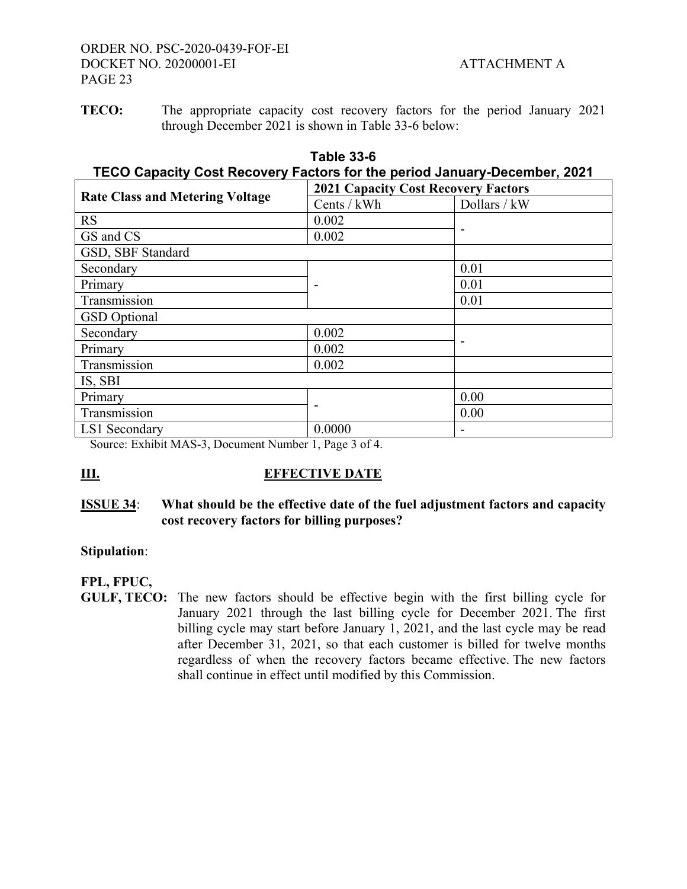**TECO:** The appropriate capacity cost recovery factors for the period January 2021 through December 2021 is shown in Table 33-6 below:

**Table 33-6**
**TECO Capacity Cost Recovery Factors for the period January-December, 2021**

| Rate Class and Metering Voltage | 2021 Capacity Cost Recovery Factors | |
|---|---|---|
| | Cents / kWh | Dollars / kW |
| RS | 0.002 | - |
| GS and CS | 0.002 | |
| GSD, SBF Standard | | |
| Secondary | - | 0.01 |
| Primary | | 0.01 |
| Transmission | | 0.01 |
| GSD Optional | | |
| Secondary | 0.002 | - |
| Primary | 0.002 | |
| Transmission | 0.002 | |
| IS, SBI | | |
| Primary | - | 0.00 |
| Transmission | | 0.00 |
| LS1 Secondary | 0.0000 | - |

Source: Exhibit MAS-3, Document Number 1, Page 3 of 4.

## III. EFFECTIVE DATE

**ISSUE 34**: **What should be the effective date of the fuel adjustment factors and capacity cost recovery factors for billing purposes?**

**Stipulation**:

**FPL, FPUC, GULF, TECO:** The new factors should be effective begin with the first billing cycle for January 2021 through the last billing cycle for December 2021. The first billing cycle may start before January 1, 2021, and the last cycle may be read after December 31, 2021, so that each customer is billed for twelve months regardless of when the recovery factors became effective. The new factors shall continue in effect until modified by this Commission.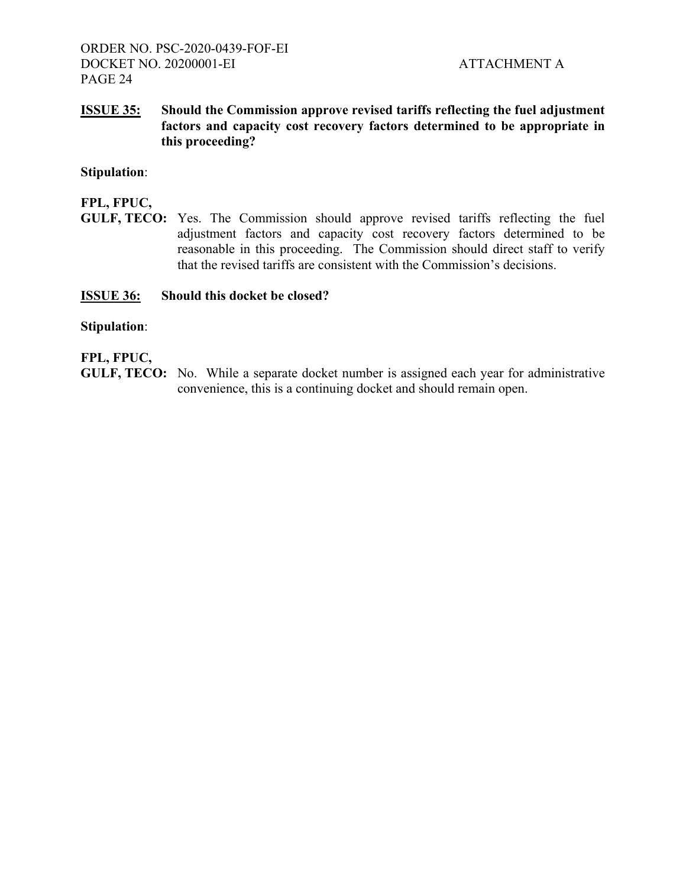**ISSUE 35:** **Should the Commission approve revised tariffs reflecting the fuel adjustment factors and capacity cost recovery factors determined to be appropriate in this proceeding?**

**Stipulation**:

**FPL, FPUC, GULF, TECO:** Yes. The Commission should approve revised tariffs reflecting the fuel adjustment factors and capacity cost recovery factors determined to be reasonable in this proceeding. The Commission should direct staff to verify that the revised tariffs are consistent with the Commission's decisions.

**ISSUE 36:** **Should this docket be closed?**

**Stipulation**:

**FPL, FPUC, GULF, TECO:** No. While a separate docket number is assigned each year for administrative convenience, this is a continuing docket and should remain open.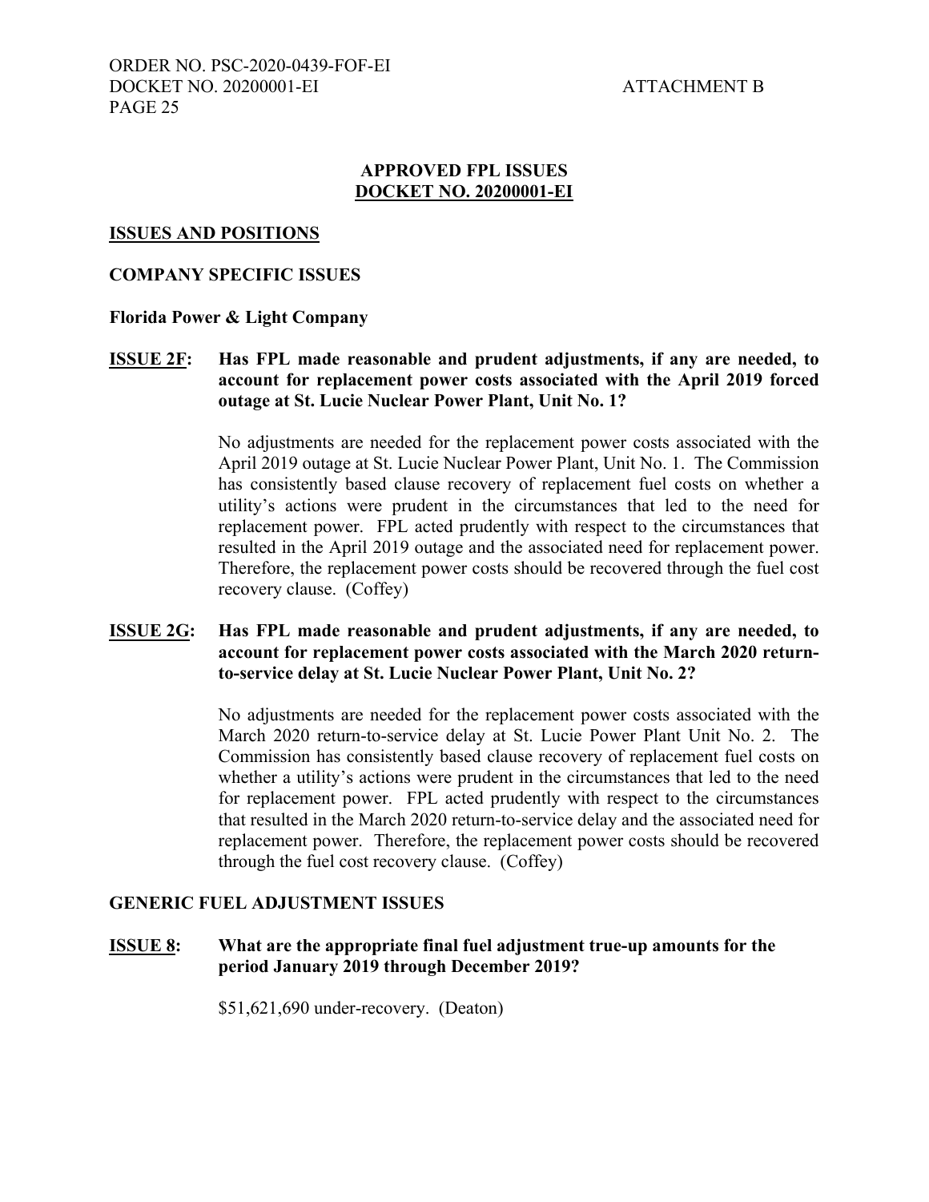## APPROVED FPL ISSUES
## DOCKET NO. 20200001-EI

### ISSUES AND POSITIONS

### COMPANY SPECIFIC ISSUES

**Florida Power & Light Company**

**ISSUE 2F: Has FPL made reasonable and prudent adjustments, if any are needed, to account for replacement power costs associated with the April 2019 forced outage at St. Lucie Nuclear Power Plant, Unit No. 1?**

No adjustments are needed for the replacement power costs associated with the April 2019 outage at St. Lucie Nuclear Power Plant, Unit No. 1. The Commission has consistently based clause recovery of replacement fuel costs on whether a utility's actions were prudent in the circumstances that led to the need for replacement power. FPL acted prudently with respect to the circumstances that resulted in the April 2019 outage and the associated need for replacement power. Therefore, the replacement power costs should be recovered through the fuel cost recovery clause. (Coffey)

**ISSUE 2G: Has FPL made reasonable and prudent adjustments, if any are needed, to account for replacement power costs associated with the March 2020 return-to-service delay at St. Lucie Nuclear Power Plant, Unit No. 2?**

No adjustments are needed for the replacement power costs associated with the March 2020 return-to-service delay at St. Lucie Power Plant Unit No. 2. The Commission has consistently based clause recovery of replacement fuel costs on whether a utility's actions were prudent in the circumstances that led to the need for replacement power. FPL acted prudently with respect to the circumstances that resulted in the March 2020 return-to-service delay and the associated need for replacement power. Therefore, the replacement power costs should be recovered through the fuel cost recovery clause. (Coffey)

### GENERIC FUEL ADJUSTMENT ISSUES

**ISSUE 8: What are the appropriate final fuel adjustment true-up amounts for the period January 2019 through December 2019?**

$51,621,690 under-recovery. (Deaton)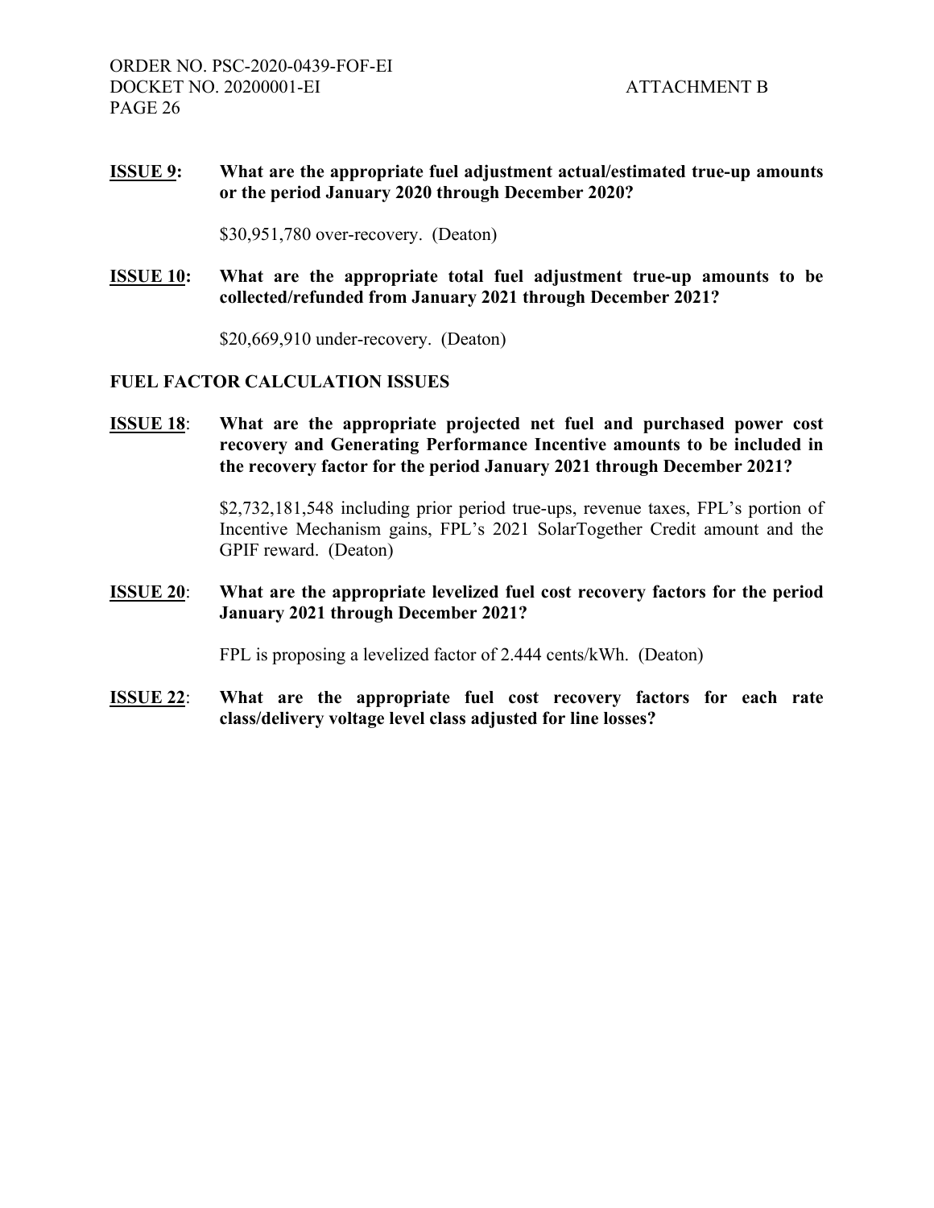**ISSUE 9:** **What are the appropriate fuel adjustment actual/estimated true-up amounts or the period January 2020 through December 2020?**

$30,951,780 over-recovery. (Deaton)

**ISSUE 10:** **What are the appropriate total fuel adjustment true-up amounts to be collected/refunded from January 2021 through December 2021?**

$20,669,910 under-recovery. (Deaton)

**FUEL FACTOR CALCULATION ISSUES**

**ISSUE 18**: **What are the appropriate projected net fuel and purchased power cost recovery and Generating Performance Incentive amounts to be included in the recovery factor for the period January 2021 through December 2021?**

$2,732,181,548 including prior period true-ups, revenue taxes, FPL's portion of Incentive Mechanism gains, FPL's 2021 SolarTogether Credit amount and the GPIF reward. (Deaton)

**ISSUE 20**: **What are the appropriate levelized fuel cost recovery factors for the period January 2021 through December 2021?**

FPL is proposing a levelized factor of 2.444 cents/kWh. (Deaton)

**ISSUE 22**: **What are the appropriate fuel cost recovery factors for each rate class/delivery voltage level class adjusted for line losses?**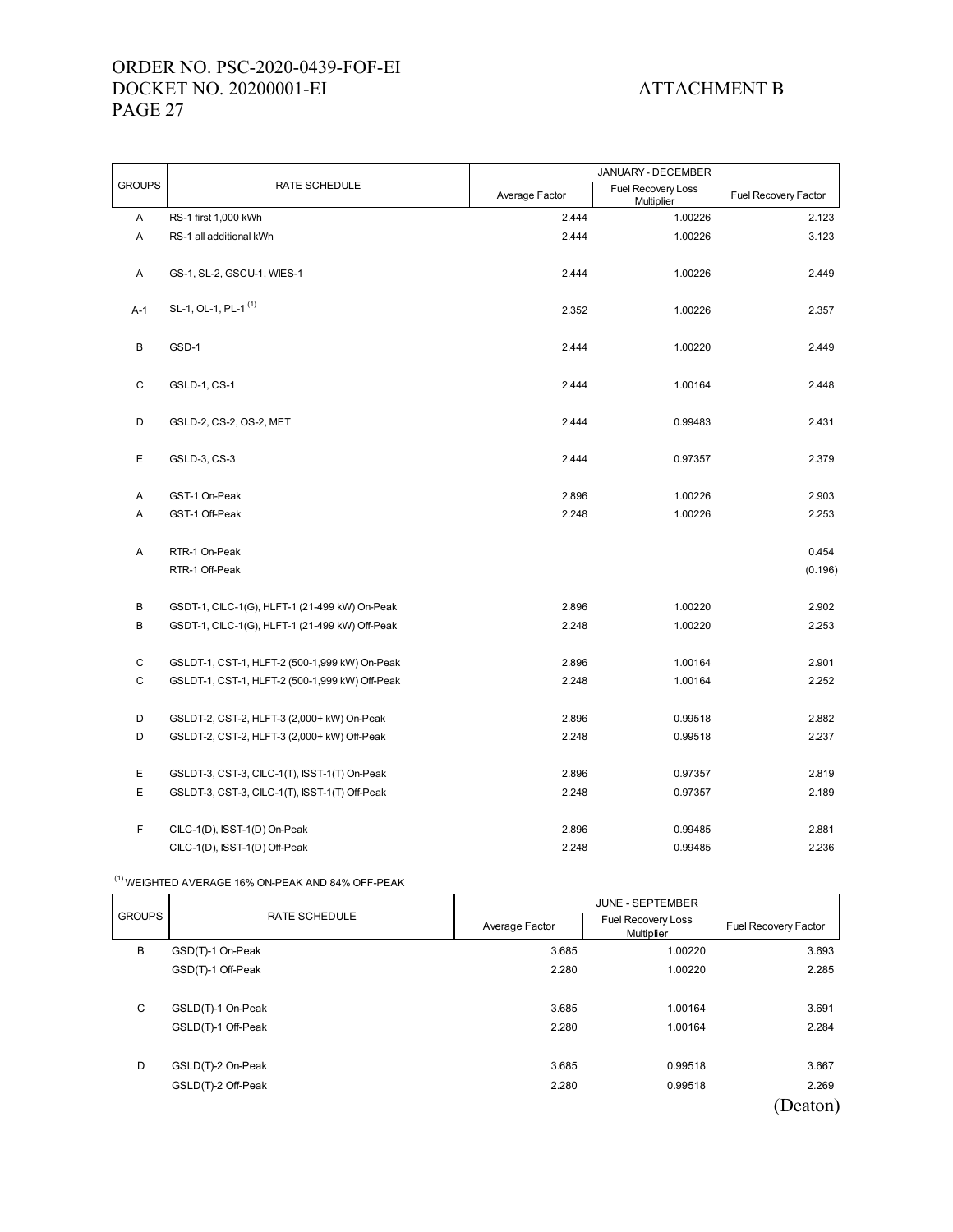ORDER NO. PSC-2020-0439-FOF-EI
DOCKET NO. 20200001-EI
PAGE 27

ATTACHMENT B

| GROUPS | RATE SCHEDULE | JANUARY - DECEMBER | | |
|---|---|---|---|---|
| | | Average Factor | Fuel Recovery Loss Multiplier | Fuel Recovery Factor |
| A | RS-1 first 1,000 kWh | 2.444 | 1.00226 | 2.123 |
| A | RS-1 all additional kWh | 2.444 | 1.00226 | 3.123 |
| A | GS-1, SL-2, GSCU-1, WIES-1 | 2.444 | 1.00226 | 2.449 |
| A-1 | SL-1, OL-1, PL-1 (1) | 2.352 | 1.00226 | 2.357 |
| B | GSD-1 | 2.444 | 1.00220 | 2.449 |
| C | GSLD-1, CS-1 | 2.444 | 1.00164 | 2.448 |
| D | GSLD-2, CS-2, OS-2, MET | 2.444 | 0.99483 | 2.431 |
| E | GSLD-3, CS-3 | 2.444 | 0.97357 | 2.379 |
| A | GST-1 On-Peak | 2.896 | 1.00226 | 2.903 |
| A | GST-1 Off-Peak | 2.248 | 1.00226 | 2.253 |
| A | RTR-1 On-Peak | | | 0.454 |
| | RTR-1 Off-Peak | | | (0.196) |
| B | GSDT-1, CILC-1(G), HLFT-1 (21-499 kW) On-Peak | 2.896 | 1.00220 | 2.902 |
| B | GSDT-1, CILC-1(G), HLFT-1 (21-499 kW) Off-Peak | 2.248 | 1.00220 | 2.253 |
| C | GSLDT-1, CST-1, HLFT-2 (500-1,999 kW) On-Peak | 2.896 | 1.00164 | 2.901 |
| C | GSLDT-1, CST-1, HLFT-2 (500-1,999 kW) Off-Peak | 2.248 | 1.00164 | 2.252 |
| D | GSLDT-2, CST-2, HLFT-3 (2,000+ kW) On-Peak | 2.896 | 0.99518 | 2.882 |
| D | GSLDT-2, CST-2, HLFT-3 (2,000+ kW) Off-Peak | 2.248 | 0.99518 | 2.237 |
| E | GSLDT-3, CST-3, CILC-1(T), ISST-1(T) On-Peak | 2.896 | 0.97357 | 2.819 |
| E | GSLDT-3, CST-3, CILC-1(T), ISST-1(T) Off-Peak | 2.248 | 0.97357 | 2.189 |
| F | CILC-1(D), ISST-1(D) On-Peak | 2.896 | 0.99485 | 2.881 |
| | CILC-1(D), ISST-1(D) Off-Peak | 2.248 | 0.99485 | 2.236 |

(1) WEIGHTED AVERAGE 16% ON-PEAK AND 84% OFF-PEAK

| GROUPS | RATE SCHEDULE | JUNE - SEPTEMBER | | |
|---|---|---|---|---|
| | | Average Factor | Fuel Recovery Loss Multiplier | Fuel Recovery Factor |
| B | GSD(T)-1 On-Peak | 3.685 | 1.00220 | 3.693 |
| | GSD(T)-1 Off-Peak | 2.280 | 1.00220 | 2.285 |
| C | GSLD(T)-1 On-Peak | 3.685 | 1.00164 | 3.691 |
| | GSLD(T)-1 Off-Peak | 2.280 | 1.00164 | 2.284 |
| D | GSLD(T)-2 On-Peak | 3.685 | 0.99518 | 3.667 |
| | GSLD(T)-2 Off-Peak | 2.280 | 0.99518 | 2.269 |

(Deaton)